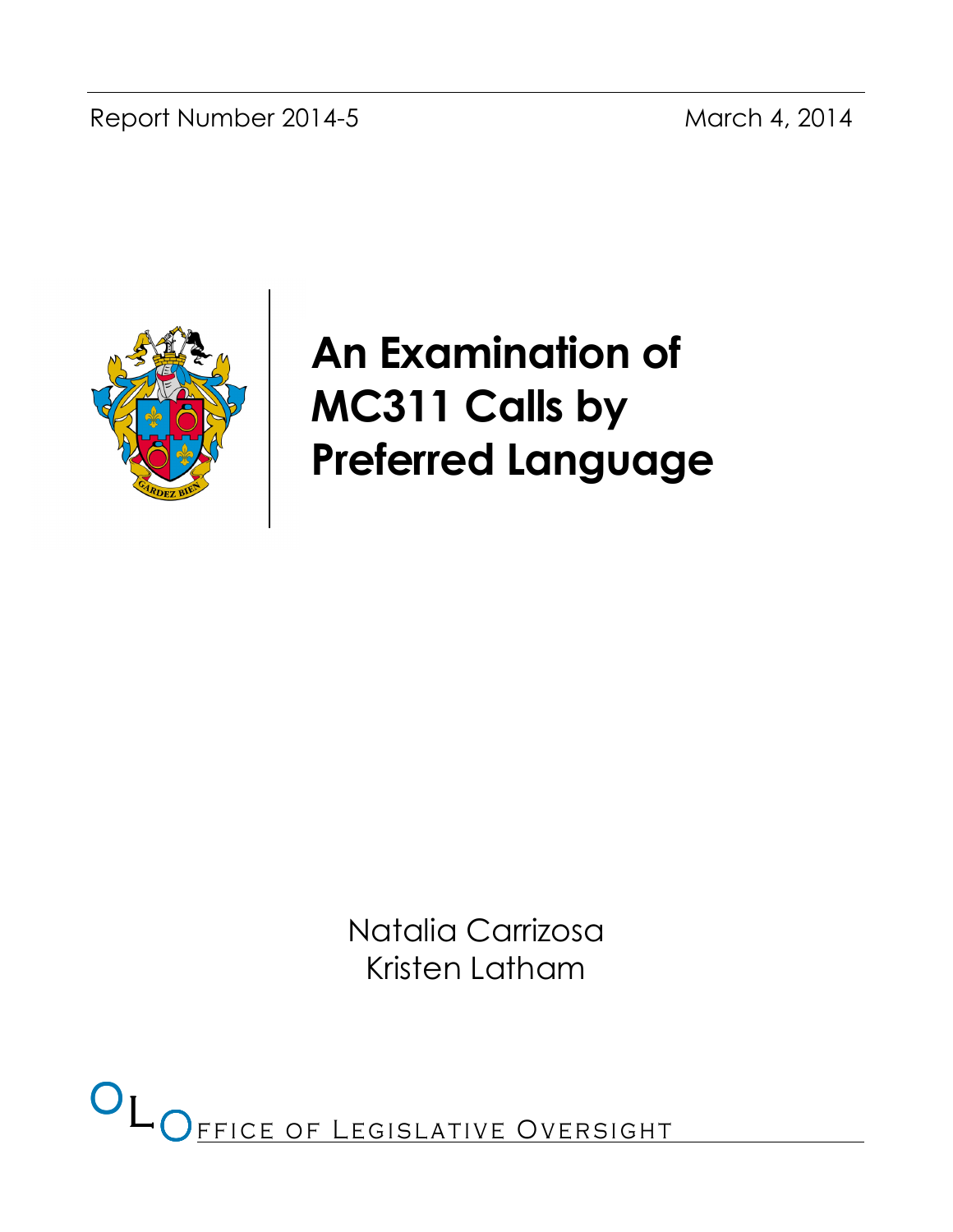Report Number 2014-5 March 4, 2014

# An Examination of MC311 Calls by Preferred Language

Natalia Carrizosa
Kristen Latham

Office of Legislative Oversight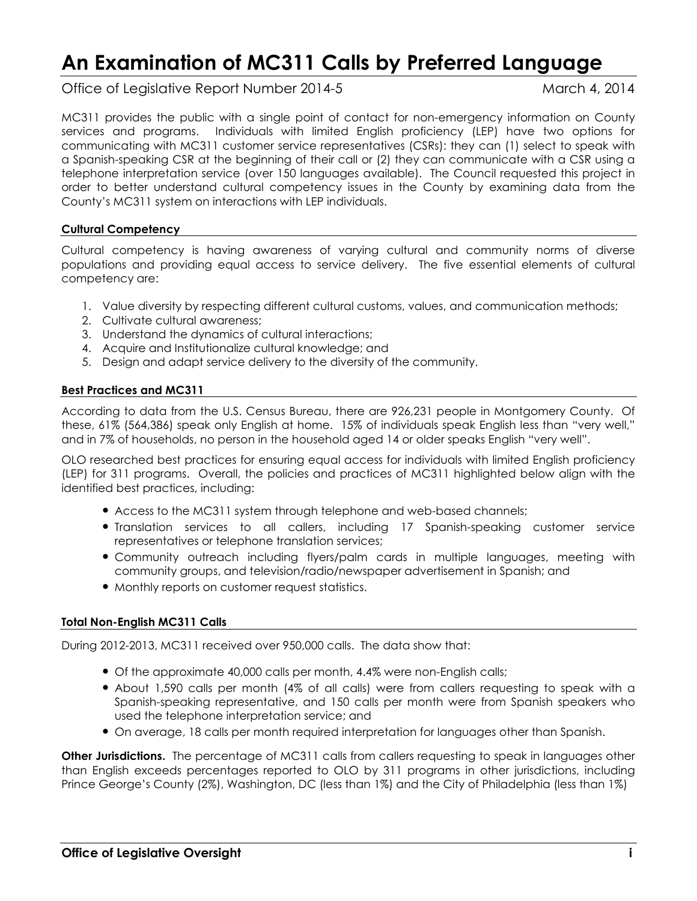# An Examination of MC311 Calls by Preferred Language

Office of Legislative Report Number 2014-5 March 4, 2014

MC311 provides the public with a single point of contact for non-emergency information on County services and programs. Individuals with limited English proficiency (LEP) have two options for communicating with MC311 customer service representatives (CSRs): they can (1) select to speak with a Spanish-speaking CSR at the beginning of their call or (2) they can communicate with a CSR using a telephone interpretation service (over 150 languages available). The Council requested this project in order to better understand cultural competency issues in the County by examining data from the County's MC311 system on interactions with LEP individuals.

### Cultural Competency

Cultural competency is having awareness of varying cultural and community norms of diverse populations and providing equal access to service delivery. The five essential elements of cultural competency are:

1. Value diversity by respecting different cultural customs, values, and communication methods;
2. Cultivate cultural awareness;
3. Understand the dynamics of cultural interactions;
4. Acquire and Institutionalize cultural knowledge; and
5. Design and adapt service delivery to the diversity of the community.

### Best Practices and MC311

According to data from the U.S. Census Bureau, there are 926,231 people in Montgomery County. Of these, 61% (564,386) speak only English at home. 15% of individuals speak English less than "very well," and in 7% of households, no person in the household aged 14 or older speaks English "very well".

OLO researched best practices for ensuring equal access for individuals with limited English proficiency (LEP) for 311 programs. Overall, the policies and practices of MC311 highlighted below align with the identified best practices, including:

- Access to the MC311 system through telephone and web-based channels;
- Translation services to all callers, including 17 Spanish-speaking customer service representatives or telephone translation services;
- Community outreach including flyers/palm cards in multiple languages, meeting with community groups, and television/radio/newspaper advertisement in Spanish; and
- Monthly reports on customer request statistics.

### Total Non-English MC311 Calls

During 2012-2013, MC311 received over 950,000 calls. The data show that:

- Of the approximate 40,000 calls per month, 4.4% were non-English calls;
- About 1,590 calls per month (4% of all calls) were from callers requesting to speak with a Spanish-speaking representative, and 150 calls per month were from Spanish speakers who used the telephone interpretation service; and
- On average, 18 calls per month required interpretation for languages other than Spanish.

**Other Jurisdictions.** The percentage of MC311 calls from callers requesting to speak in languages other than English exceeds percentages reported to OLO by 311 programs in other jurisdictions, including Prince George's County (2%), Washington, DC (less than 1%) and the City of Philadelphia (less than 1%)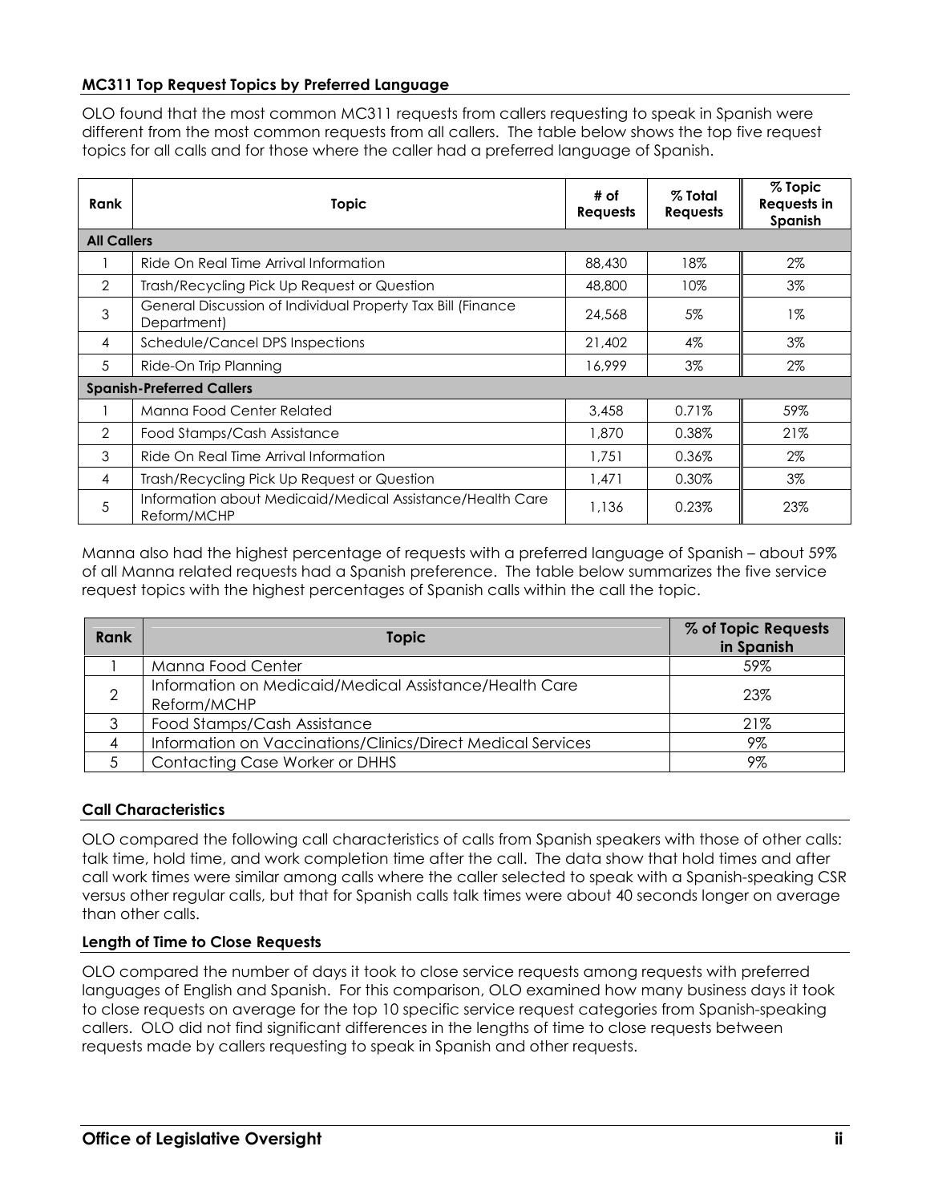### MC311 Top Request Topics by Preferred Language

OLO found that the most common MC311 requests from callers requesting to speak in Spanish were different from the most common requests from all callers. The table below shows the top five request topics for all calls and for those where the caller had a preferred language of Spanish.

| Rank | Topic | # of Requests | % Total Requests | % Topic Requests in Spanish |
|---|---|---|---|---|
| **All Callers** | | | | |
| 1 | Ride On Real Time Arrival Information | 88,430 | 18% | 2% |
| 2 | Trash/Recycling Pick Up Request or Question | 48,800 | 10% | 3% |
| 3 | General Discussion of Individual Property Tax Bill (Finance Department) | 24,568 | 5% | 1% |
| 4 | Schedule/Cancel DPS Inspections | 21,402 | 4% | 3% |
| 5 | Ride-On Trip Planning | 16,999 | 3% | 2% |
| **Spanish-Preferred Callers** | | | | |
| 1 | Manna Food Center Related | 3,458 | 0.71% | 59% |
| 2 | Food Stamps/Cash Assistance | 1,870 | 0.38% | 21% |
| 3 | Ride On Real Time Arrival Information | 1,751 | 0.36% | 2% |
| 4 | Trash/Recycling Pick Up Request or Question | 1,471 | 0.30% | 3% |
| 5 | Information about Medicaid/Medical Assistance/Health Care Reform/MCHP | 1,136 | 0.23% | 23% |

Manna also had the highest percentage of requests with a preferred language of Spanish – about 59% of all Manna related requests had a Spanish preference. The table below summarizes the five service request topics with the highest percentages of Spanish calls within the call the topic.

| Rank | Topic | % of Topic Requests in Spanish |
|---|---|---|
| 1 | Manna Food Center | 59% |
| 2 | Information on Medicaid/Medical Assistance/Health Care Reform/MCHP | 23% |
| 3 | Food Stamps/Cash Assistance | 21% |
| 4 | Information on Vaccinations/Clinics/Direct Medical Services | 9% |
| 5 | Contacting Case Worker or DHHS | 9% |

### Call Characteristics

OLO compared the following call characteristics of calls from Spanish speakers with those of other calls: talk time, hold time, and work completion time after the call. The data show that hold times and after call work times were similar among calls where the caller selected to speak with a Spanish-speaking CSR versus other regular calls, but that for Spanish calls talk times were about 40 seconds longer on average than other calls.

### Length of Time to Close Requests

OLO compared the number of days it took to close service requests among requests with preferred languages of English and Spanish. For this comparison, OLO examined how many business days it took to close requests on average for the top 10 specific service request categories from Spanish-speaking callers. OLO did not find significant differences in the lengths of time to close requests between requests made by callers requesting to speak in Spanish and other requests.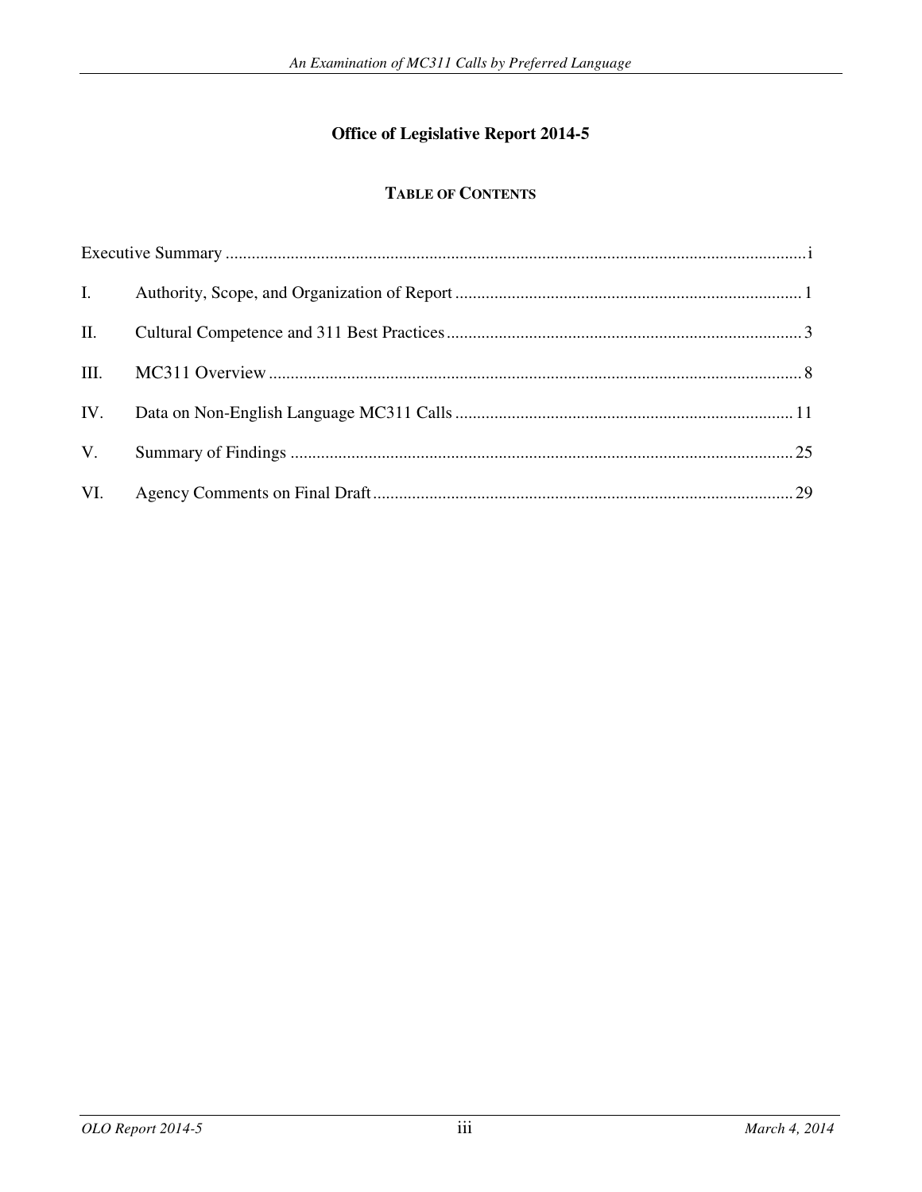**Office of Legislative Report 2014-5**

## TABLE OF CONTENTS

| | | |
|---|---|---|
| Executive Summary | | i |
| I. | Authority, Scope, and Organization of Report | 1 |
| II. | Cultural Competence and 311 Best Practices | 3 |
| III. | MC311 Overview | 8 |
| IV. | Data on Non-English Language MC311 Calls | 11 |
| V. | Summary of Findings | 25 |
| VI. | Agency Comments on Final Draft | 29 |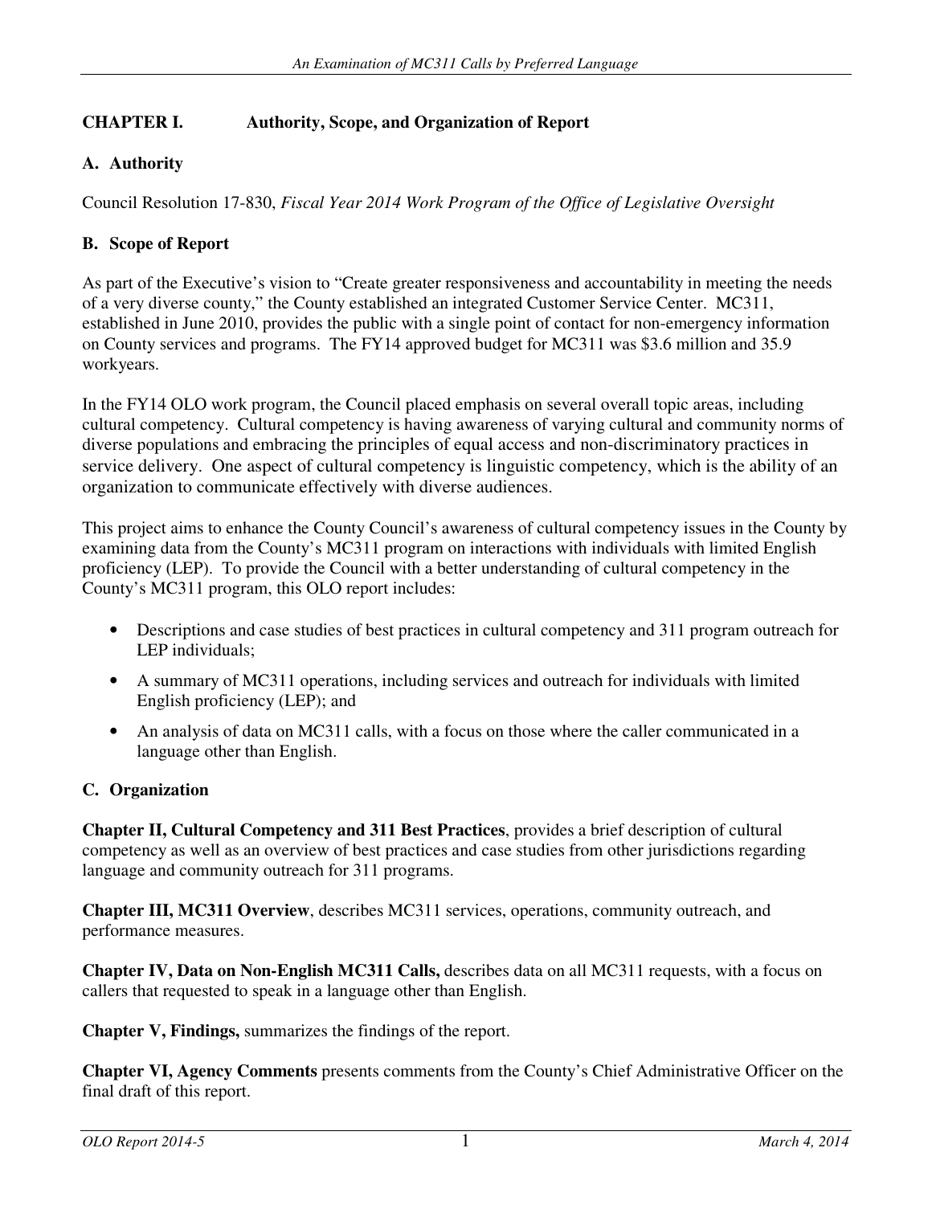## CHAPTER I. Authority, Scope, and Organization of Report

### A. Authority

Council Resolution 17-830, *Fiscal Year 2014 Work Program of the Office of Legislative Oversight*

### B. Scope of Report

As part of the Executive's vision to "Create greater responsiveness and accountability in meeting the needs of a very diverse county," the County established an integrated Customer Service Center. MC311, established in June 2010, provides the public with a single point of contact for non-emergency information on County services and programs. The FY14 approved budget for MC311 was $3.6 million and 35.9 workyears.

In the FY14 OLO work program, the Council placed emphasis on several overall topic areas, including cultural competency. Cultural competency is having awareness of varying cultural and community norms of diverse populations and embracing the principles of equal access and non-discriminatory practices in service delivery. One aspect of cultural competency is linguistic competency, which is the ability of an organization to communicate effectively with diverse audiences.

This project aims to enhance the County Council's awareness of cultural competency issues in the County by examining data from the County's MC311 program on interactions with individuals with limited English proficiency (LEP). To provide the Council with a better understanding of cultural competency in the County's MC311 program, this OLO report includes:

- Descriptions and case studies of best practices in cultural competency and 311 program outreach for LEP individuals;
- A summary of MC311 operations, including services and outreach for individuals with limited English proficiency (LEP); and
- An analysis of data on MC311 calls, with a focus on those where the caller communicated in a language other than English.

### C. Organization

**Chapter II, Cultural Competency and 311 Best Practices**, provides a brief description of cultural competency as well as an overview of best practices and case studies from other jurisdictions regarding language and community outreach for 311 programs.

**Chapter III, MC311 Overview**, describes MC311 services, operations, community outreach, and performance measures.

**Chapter IV, Data on Non-English MC311 Calls,** describes data on all MC311 requests, with a focus on callers that requested to speak in a language other than English.

**Chapter V, Findings,** summarizes the findings of the report.

**Chapter VI, Agency Comments** presents comments from the County's Chief Administrative Officer on the final draft of this report.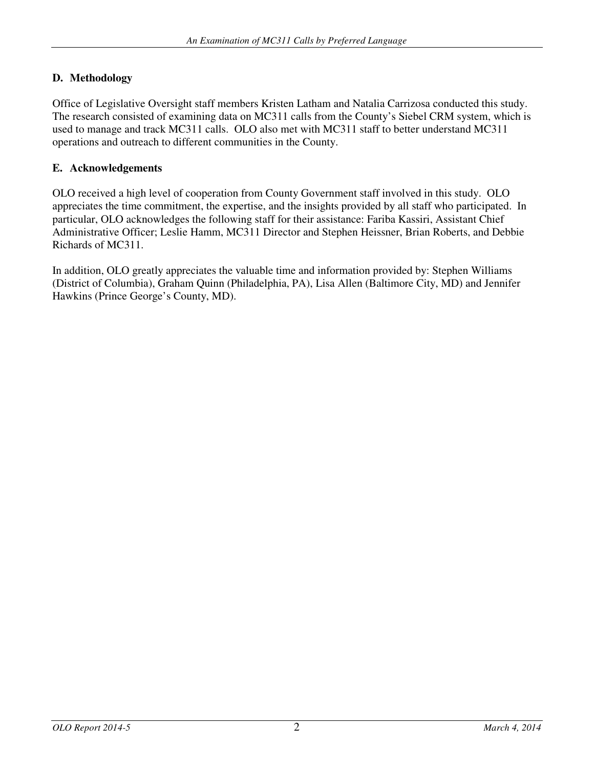### D. Methodology

Office of Legislative Oversight staff members Kristen Latham and Natalia Carrizosa conducted this study. The research consisted of examining data on MC311 calls from the County's Siebel CRM system, which is used to manage and track MC311 calls. OLO also met with MC311 staff to better understand MC311 operations and outreach to different communities in the County.

### E. Acknowledgements

OLO received a high level of cooperation from County Government staff involved in this study. OLO appreciates the time commitment, the expertise, and the insights provided by all staff who participated. In particular, OLO acknowledges the following staff for their assistance: Fariba Kassiri, Assistant Chief Administrative Officer; Leslie Hamm, MC311 Director and Stephen Heissner, Brian Roberts, and Debbie Richards of MC311.

In addition, OLO greatly appreciates the valuable time and information provided by: Stephen Williams (District of Columbia), Graham Quinn (Philadelphia, PA), Lisa Allen (Baltimore City, MD) and Jennifer Hawkins (Prince George's County, MD).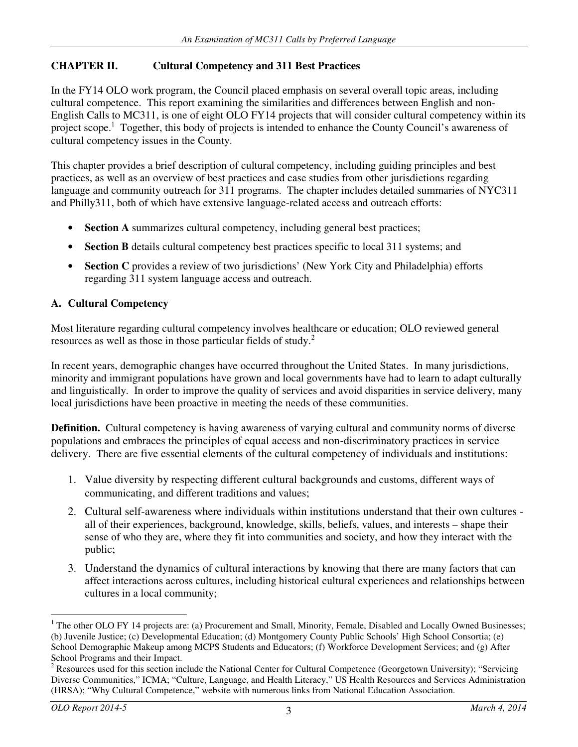## CHAPTER II. Cultural Competency and 311 Best Practices

In the FY14 OLO work program, the Council placed emphasis on several overall topic areas, including cultural competence. This report examining the similarities and differences between English and non-English Calls to MC311, is one of eight OLO FY14 projects that will consider cultural competency within its project scope.[1] Together, this body of projects is intended to enhance the County Council's awareness of cultural competency issues in the County.

This chapter provides a brief description of cultural competency, including guiding principles and best practices, as well as an overview of best practices and case studies from other jurisdictions regarding language and community outreach for 311 programs. The chapter includes detailed summaries of NYC311 and Philly311, both of which have extensive language-related access and outreach efforts:

- **Section A** summarizes cultural competency, including general best practices;
- **Section B** details cultural competency best practices specific to local 311 systems; and
- **Section C** provides a review of two jurisdictions' (New York City and Philadelphia) efforts regarding 311 system language access and outreach.

### A. Cultural Competency

Most literature regarding cultural competency involves healthcare or education; OLO reviewed general resources as well as those in those particular fields of study.[2]

In recent years, demographic changes have occurred throughout the United States. In many jurisdictions, minority and immigrant populations have grown and local governments have had to learn to adapt culturally and linguistically. In order to improve the quality of services and avoid disparities in service delivery, many local jurisdictions have been proactive in meeting the needs of these communities.

**Definition.** Cultural competency is having awareness of varying cultural and community norms of diverse populations and embraces the principles of equal access and non-discriminatory practices in service delivery. There are five essential elements of the cultural competency of individuals and institutions:

1. Value diversity by respecting different cultural backgrounds and customs, different ways of communicating, and different traditions and values;
2. Cultural self-awareness where individuals within institutions understand that their own cultures - all of their experiences, background, knowledge, skills, beliefs, values, and interests – shape their sense of who they are, where they fit into communities and society, and how they interact with the public;
3. Understand the dynamics of cultural interactions by knowing that there are many factors that can affect interactions across cultures, including historical cultural experiences and relationships between cultures in a local community;

---

[1] The other OLO FY 14 projects are: (a) Procurement and Small, Minority, Female, Disabled and Locally Owned Businesses; (b) Juvenile Justice; (c) Developmental Education; (d) Montgomery County Public Schools' High School Consortia; (e) School Demographic Makeup among MCPS Students and Educators; (f) Workforce Development Services; and (g) After School Programs and their Impact.

[2] Resources used for this section include the National Center for Cultural Competence (Georgetown University); "Servicing Diverse Communities," ICMA; "Culture, Language, and Health Literacy," US Health Resources and Services Administration (HRSA); "Why Cultural Competence," website with numerous links from National Education Association.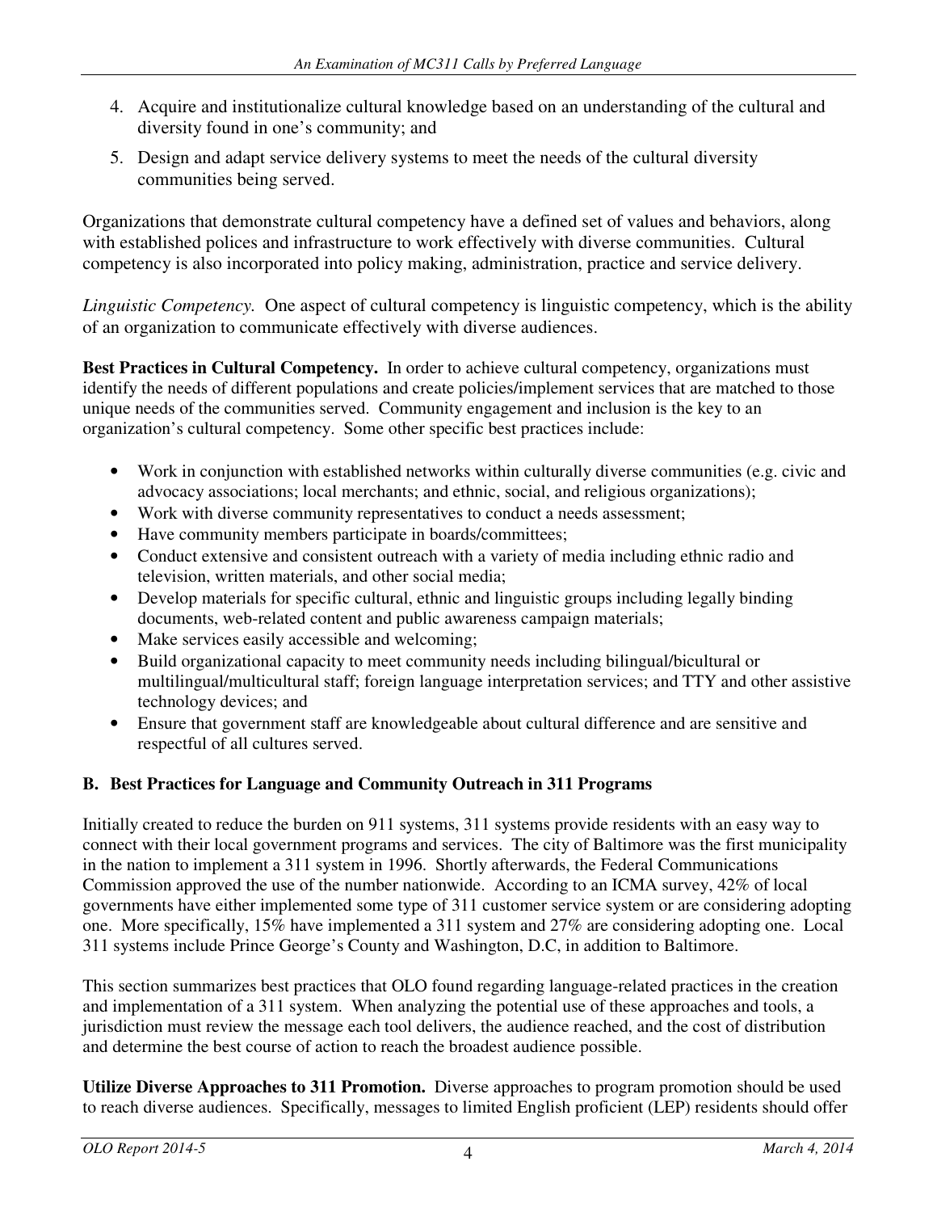4. Acquire and institutionalize cultural knowledge based on an understanding of the cultural and diversity found in one's community; and
5. Design and adapt service delivery systems to meet the needs of the cultural diversity communities being served.

Organizations that demonstrate cultural competency have a defined set of values and behaviors, along with established polices and infrastructure to work effectively with diverse communities. Cultural competency is also incorporated into policy making, administration, practice and service delivery.

*Linguistic Competency.* One aspect of cultural competency is linguistic competency, which is the ability of an organization to communicate effectively with diverse audiences.

**Best Practices in Cultural Competency.** In order to achieve cultural competency, organizations must identify the needs of different populations and create policies/implement services that are matched to those unique needs of the communities served. Community engagement and inclusion is the key to an organization's cultural competency. Some other specific best practices include:

- Work in conjunction with established networks within culturally diverse communities (e.g. civic and advocacy associations; local merchants; and ethnic, social, and religious organizations);
- Work with diverse community representatives to conduct a needs assessment;
- Have community members participate in boards/committees;
- Conduct extensive and consistent outreach with a variety of media including ethnic radio and television, written materials, and other social media;
- Develop materials for specific cultural, ethnic and linguistic groups including legally binding documents, web-related content and public awareness campaign materials;
- Make services easily accessible and welcoming;
- Build organizational capacity to meet community needs including bilingual/bicultural or multilingual/multicultural staff; foreign language interpretation services; and TTY and other assistive technology devices; and
- Ensure that government staff are knowledgeable about cultural difference and are sensitive and respectful of all cultures served.

## B. Best Practices for Language and Community Outreach in 311 Programs

Initially created to reduce the burden on 911 systems, 311 systems provide residents with an easy way to connect with their local government programs and services. The city of Baltimore was the first municipality in the nation to implement a 311 system in 1996. Shortly afterwards, the Federal Communications Commission approved the use of the number nationwide. According to an ICMA survey, 42% of local governments have either implemented some type of 311 customer service system or are considering adopting one. More specifically, 15% have implemented a 311 system and 27% are considering adopting one. Local 311 systems include Prince George's County and Washington, D.C, in addition to Baltimore.

This section summarizes best practices that OLO found regarding language-related practices in the creation and implementation of a 311 system. When analyzing the potential use of these approaches and tools, a jurisdiction must review the message each tool delivers, the audience reached, and the cost of distribution and determine the best course of action to reach the broadest audience possible.

**Utilize Diverse Approaches to 311 Promotion.** Diverse approaches to program promotion should be used to reach diverse audiences. Specifically, messages to limited English proficient (LEP) residents should offer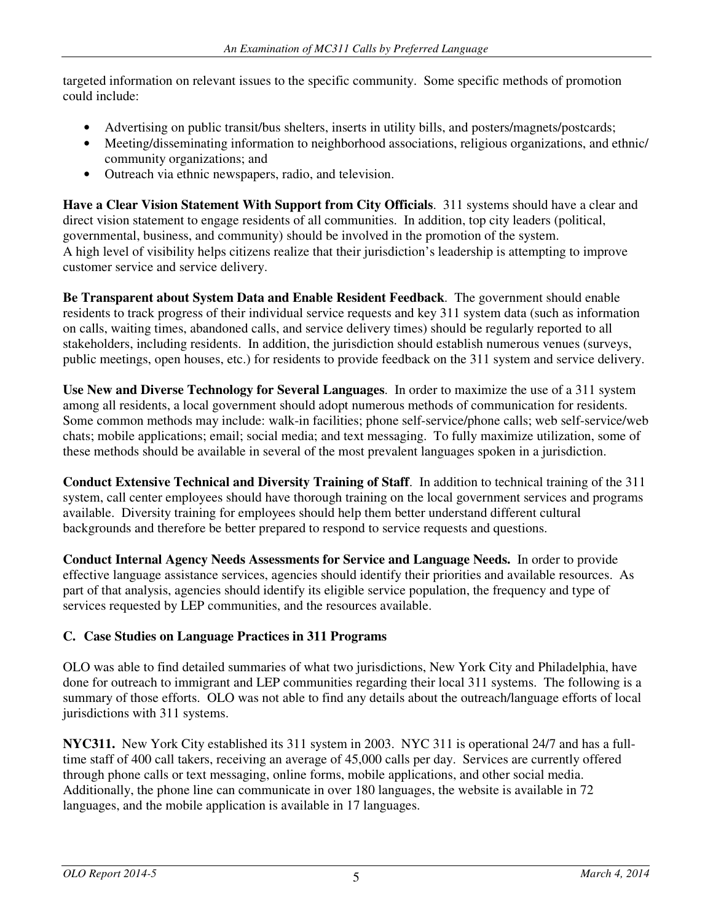targeted information on relevant issues to the specific community. Some specific methods of promotion could include:

- Advertising on public transit/bus shelters, inserts in utility bills, and posters/magnets/postcards;
- Meeting/disseminating information to neighborhood associations, religious organizations, and ethnic/community organizations; and
- Outreach via ethnic newspapers, radio, and television.

**Have a Clear Vision Statement With Support from City Officials**. 311 systems should have a clear and direct vision statement to engage residents of all communities. In addition, top city leaders (political, governmental, business, and community) should be involved in the promotion of the system. A high level of visibility helps citizens realize that their jurisdiction's leadership is attempting to improve customer service and service delivery.

**Be Transparent about System Data and Enable Resident Feedback**. The government should enable residents to track progress of their individual service requests and key 311 system data (such as information on calls, waiting times, abandoned calls, and service delivery times) should be regularly reported to all stakeholders, including residents. In addition, the jurisdiction should establish numerous venues (surveys, public meetings, open houses, etc.) for residents to provide feedback on the 311 system and service delivery.

**Use New and Diverse Technology for Several Languages**. In order to maximize the use of a 311 system among all residents, a local government should adopt numerous methods of communication for residents. Some common methods may include: walk-in facilities; phone self-service/phone calls; web self-service/web chats; mobile applications; email; social media; and text messaging. To fully maximize utilization, some of these methods should be available in several of the most prevalent languages spoken in a jurisdiction.

**Conduct Extensive Technical and Diversity Training of Staff**. In addition to technical training of the 311 system, call center employees should have thorough training on the local government services and programs available. Diversity training for employees should help them better understand different cultural backgrounds and therefore be better prepared to respond to service requests and questions.

**Conduct Internal Agency Needs Assessments for Service and Language Needs.** In order to provide effective language assistance services, agencies should identify their priorities and available resources. As part of that analysis, agencies should identify its eligible service population, the frequency and type of services requested by LEP communities, and the resources available.

### C. Case Studies on Language Practices in 311 Programs

OLO was able to find detailed summaries of what two jurisdictions, New York City and Philadelphia, have done for outreach to immigrant and LEP communities regarding their local 311 systems. The following is a summary of those efforts. OLO was not able to find any details about the outreach/language efforts of local jurisdictions with 311 systems.

**NYC311.** New York City established its 311 system in 2003. NYC 311 is operational 24/7 and has a full-time staff of 400 call takers, receiving an average of 45,000 calls per day. Services are currently offered through phone calls or text messaging, online forms, mobile applications, and other social media. Additionally, the phone line can communicate in over 180 languages, the website is available in 72 languages, and the mobile application is available in 17 languages.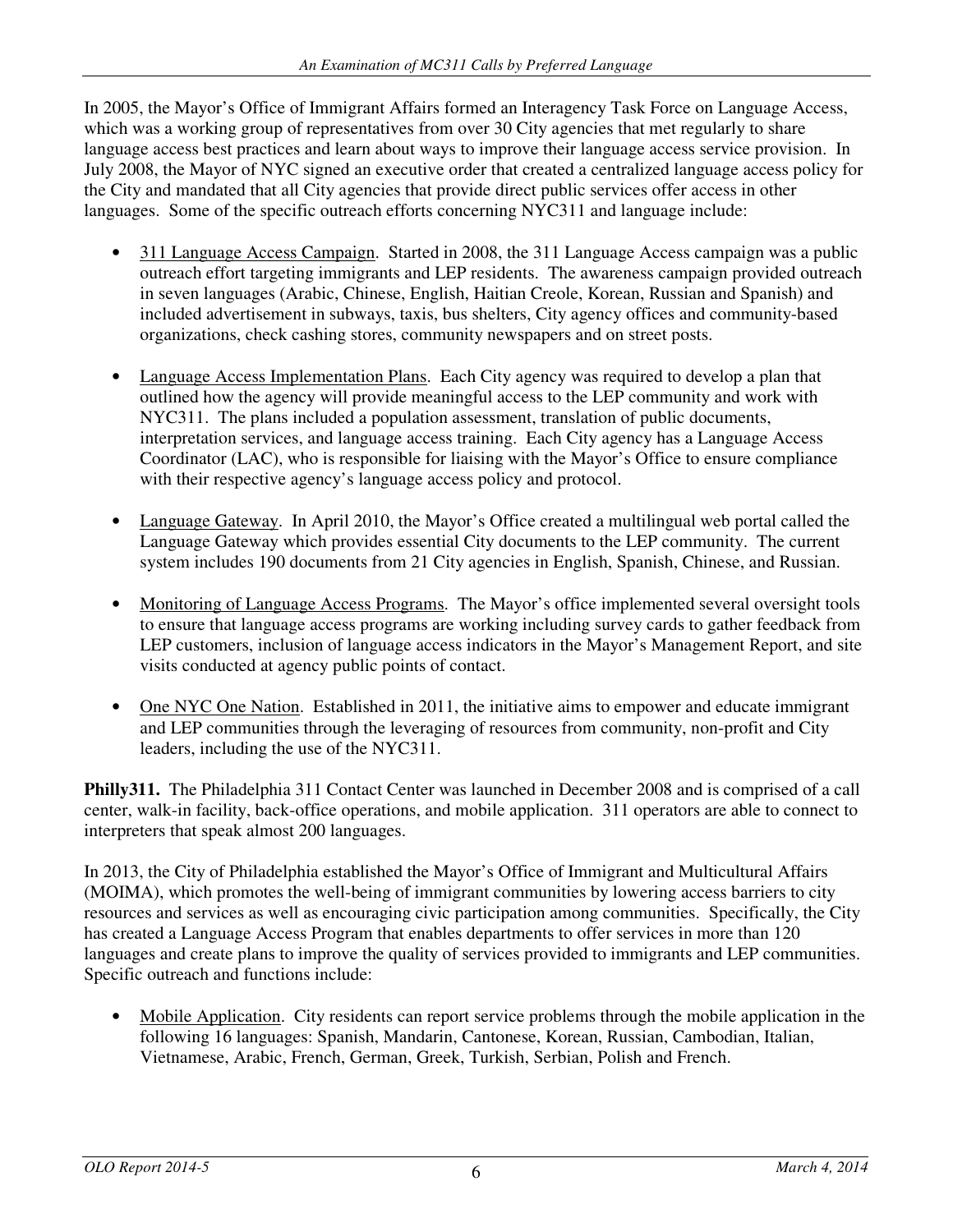In 2005, the Mayor's Office of Immigrant Affairs formed an Interagency Task Force on Language Access, which was a working group of representatives from over 30 City agencies that met regularly to share language access best practices and learn about ways to improve their language access service provision. In July 2008, the Mayor of NYC signed an executive order that created a centralized language access policy for the City and mandated that all City agencies that provide direct public services offer access in other languages. Some of the specific outreach efforts concerning NYC311 and language include:

- 311 Language Access Campaign. Started in 2008, the 311 Language Access campaign was a public outreach effort targeting immigrants and LEP residents. The awareness campaign provided outreach in seven languages (Arabic, Chinese, English, Haitian Creole, Korean, Russian and Spanish) and included advertisement in subways, taxis, bus shelters, City agency offices and community-based organizations, check cashing stores, community newspapers and on street posts.

- Language Access Implementation Plans. Each City agency was required to develop a plan that outlined how the agency will provide meaningful access to the LEP community and work with NYC311. The plans included a population assessment, translation of public documents, interpretation services, and language access training. Each City agency has a Language Access Coordinator (LAC), who is responsible for liaising with the Mayor's Office to ensure compliance with their respective agency's language access policy and protocol.

- Language Gateway. In April 2010, the Mayor's Office created a multilingual web portal called the Language Gateway which provides essential City documents to the LEP community. The current system includes 190 documents from 21 City agencies in English, Spanish, Chinese, and Russian.

- Monitoring of Language Access Programs. The Mayor's office implemented several oversight tools to ensure that language access programs are working including survey cards to gather feedback from LEP customers, inclusion of language access indicators in the Mayor's Management Report, and site visits conducted at agency public points of contact.

- One NYC One Nation. Established in 2011, the initiative aims to empower and educate immigrant and LEP communities through the leveraging of resources from community, non-profit and City leaders, including the use of the NYC311.

**Philly311.** The Philadelphia 311 Contact Center was launched in December 2008 and is comprised of a call center, walk-in facility, back-office operations, and mobile application. 311 operators are able to connect to interpreters that speak almost 200 languages.

In 2013, the City of Philadelphia established the Mayor's Office of Immigrant and Multicultural Affairs (MOIMA), which promotes the well-being of immigrant communities by lowering access barriers to city resources and services as well as encouraging civic participation among communities. Specifically, the City has created a Language Access Program that enables departments to offer services in more than 120 languages and create plans to improve the quality of services provided to immigrants and LEP communities. Specific outreach and functions include:

- Mobile Application. City residents can report service problems through the mobile application in the following 16 languages: Spanish, Mandarin, Cantonese, Korean, Russian, Cambodian, Italian, Vietnamese, Arabic, French, German, Greek, Turkish, Serbian, Polish and French.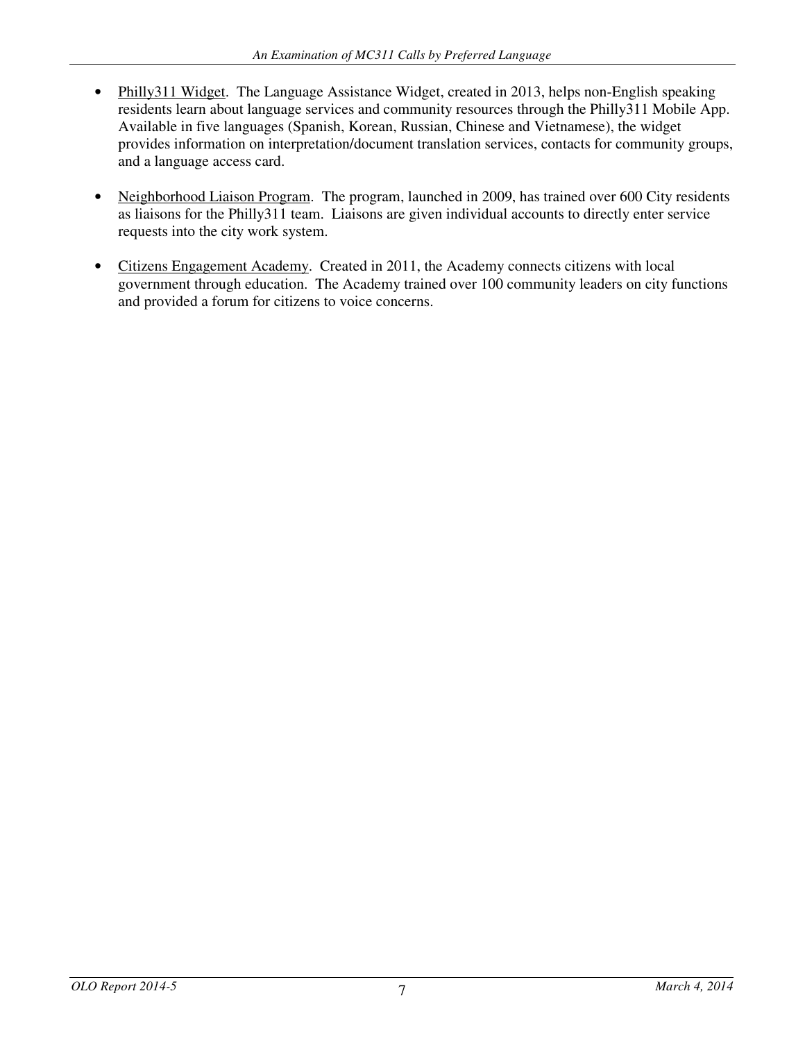- Philly311 Widget. The Language Assistance Widget, created in 2013, helps non-English speaking residents learn about language services and community resources through the Philly311 Mobile App. Available in five languages (Spanish, Korean, Russian, Chinese and Vietnamese), the widget provides information on interpretation/document translation services, contacts for community groups, and a language access card.

- Neighborhood Liaison Program. The program, launched in 2009, has trained over 600 City residents as liaisons for the Philly311 team. Liaisons are given individual accounts to directly enter service requests into the city work system.

- Citizens Engagement Academy. Created in 2011, the Academy connects citizens with local government through education. The Academy trained over 100 community leaders on city functions and provided a forum for citizens to voice concerns.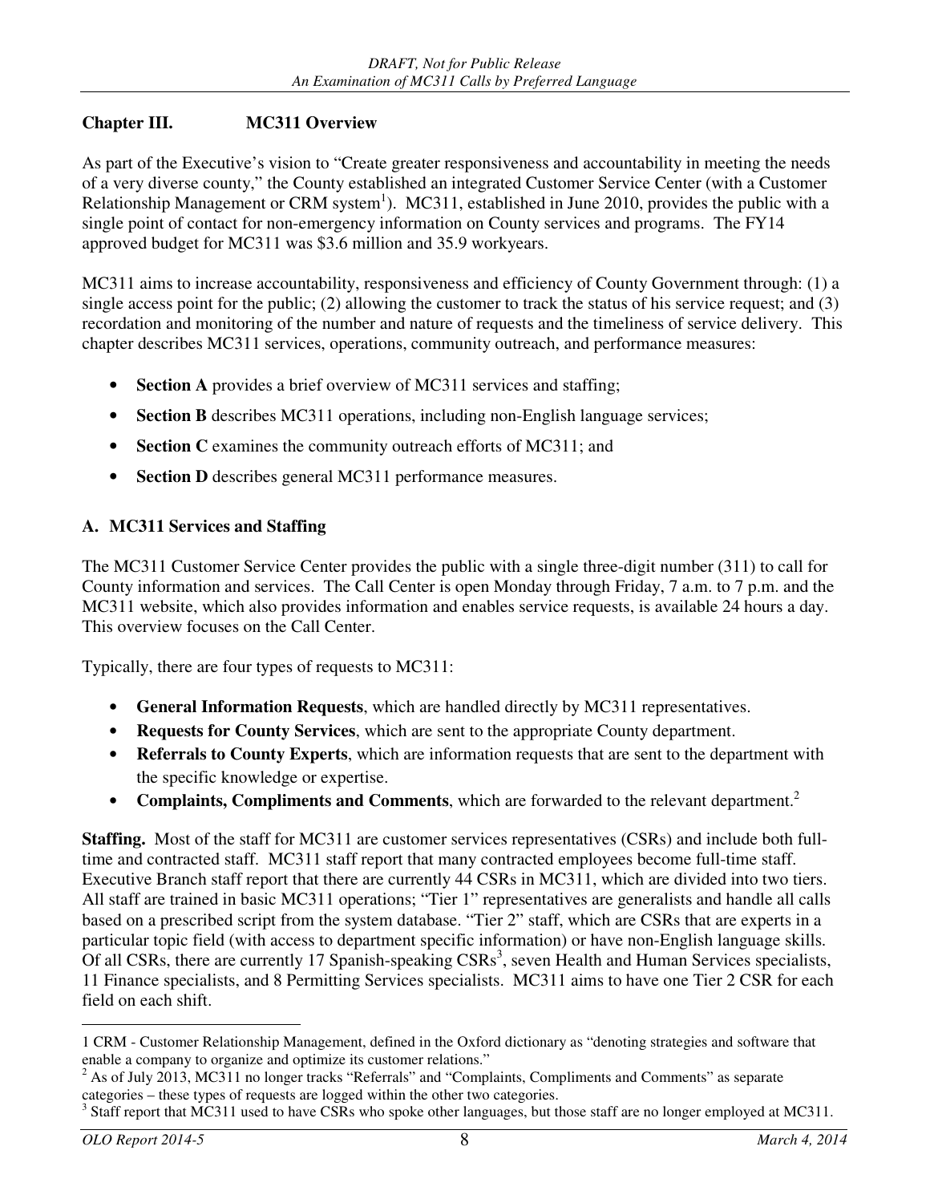## Chapter III. MC311 Overview

As part of the Executive's vision to "Create greater responsiveness and accountability in meeting the needs of a very diverse county," the County established an integrated Customer Service Center (with a Customer Relationship Management or CRM system[1]). MC311, established in June 2010, provides the public with a single point of contact for non-emergency information on County services and programs. The FY14 approved budget for MC311 was $3.6 million and 35.9 workyears.

MC311 aims to increase accountability, responsiveness and efficiency of County Government through: (1) a single access point for the public; (2) allowing the customer to track the status of his service request; and (3) recordation and monitoring of the number and nature of requests and the timeliness of service delivery. This chapter describes MC311 services, operations, community outreach, and performance measures:

- **Section A** provides a brief overview of MC311 services and staffing;
- **Section B** describes MC311 operations, including non-English language services;
- **Section C** examines the community outreach efforts of MC311; and
- **Section D** describes general MC311 performance measures.

### A. MC311 Services and Staffing

The MC311 Customer Service Center provides the public with a single three-digit number (311) to call for County information and services. The Call Center is open Monday through Friday, 7 a.m. to 7 p.m. and the MC311 website, which also provides information and enables service requests, is available 24 hours a day. This overview focuses on the Call Center.

Typically, there are four types of requests to MC311:

- **General Information Requests**, which are handled directly by MC311 representatives.
- **Requests for County Services**, which are sent to the appropriate County department.
- **Referrals to County Experts**, which are information requests that are sent to the department with the specific knowledge or expertise.
- **Complaints, Compliments and Comments**, which are forwarded to the relevant department.[2]

**Staffing.** Most of the staff for MC311 are customer services representatives (CSRs) and include both full-time and contracted staff. MC311 staff report that many contracted employees become full-time staff. Executive Branch staff report that there are currently 44 CSRs in MC311, which are divided into two tiers. All staff are trained in basic MC311 operations; "Tier 1" representatives are generalists and handle all calls based on a prescribed script from the system database. "Tier 2" staff, which are CSRs that are experts in a particular topic field (with access to department specific information) or have non-English language skills. Of all CSRs, there are currently 17 Spanish-speaking CSRs[3], seven Health and Human Services specialists, 11 Finance specialists, and 8 Permitting Services specialists. MC311 aims to have one Tier 2 CSR for each field on each shift.

---

1 CRM - Customer Relationship Management, defined in the Oxford dictionary as "denoting strategies and software that enable a company to organize and optimize its customer relations."

2 As of July 2013, MC311 no longer tracks "Referrals" and "Complaints, Compliments and Comments" as separate categories – these types of requests are logged within the other two categories.

3 Staff report that MC311 used to have CSRs who spoke other languages, but those staff are no longer employed at MC311.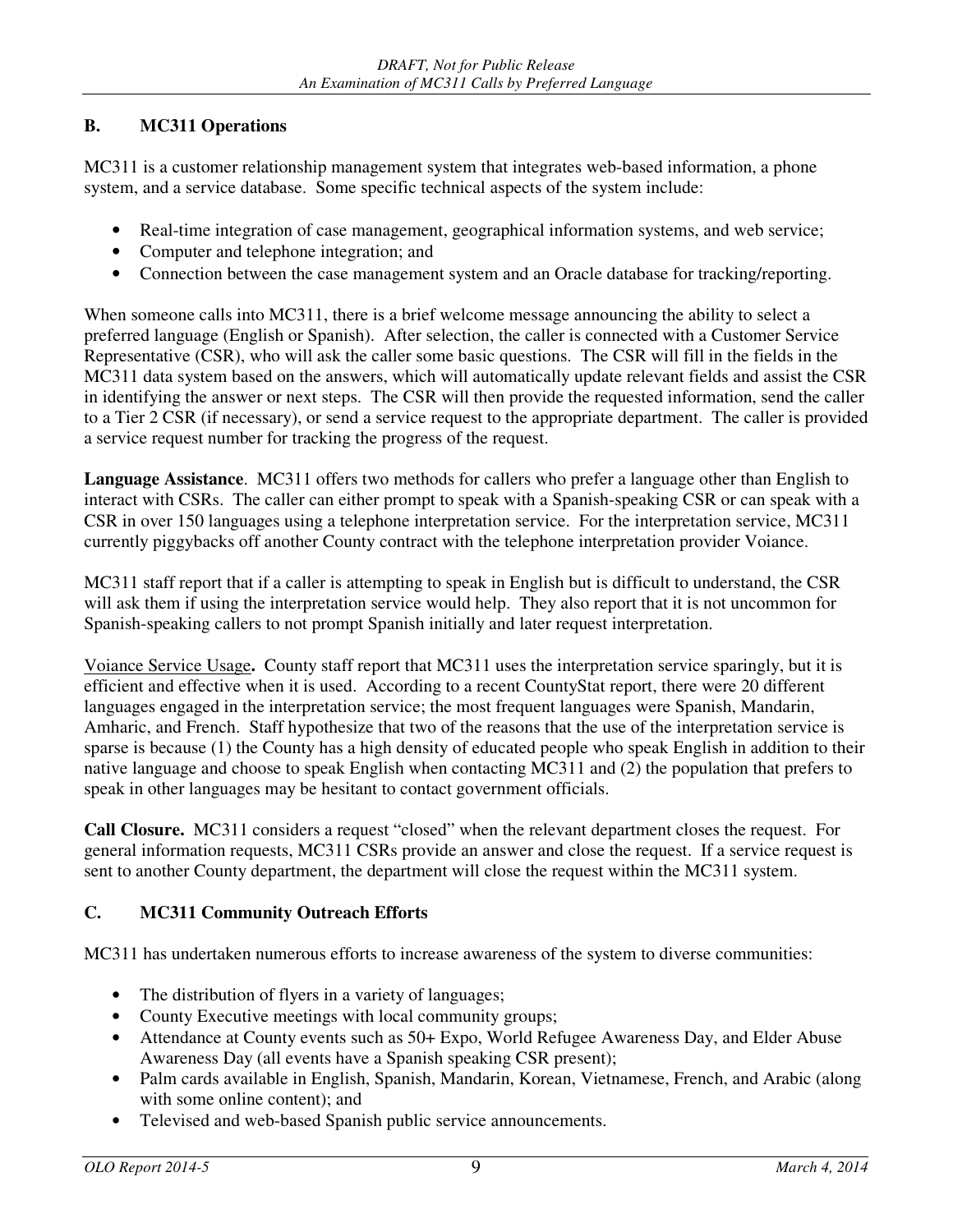## B. MC311 Operations

MC311 is a customer relationship management system that integrates web-based information, a phone system, and a service database. Some specific technical aspects of the system include:

- Real-time integration of case management, geographical information systems, and web service;
- Computer and telephone integration; and
- Connection between the case management system and an Oracle database for tracking/reporting.

When someone calls into MC311, there is a brief welcome message announcing the ability to select a preferred language (English or Spanish). After selection, the caller is connected with a Customer Service Representative (CSR), who will ask the caller some basic questions. The CSR will fill in the fields in the MC311 data system based on the answers, which will automatically update relevant fields and assist the CSR in identifying the answer or next steps. The CSR will then provide the requested information, send the caller to a Tier 2 CSR (if necessary), or send a service request to the appropriate department. The caller is provided a service request number for tracking the progress of the request.

**Language Assistance**. MC311 offers two methods for callers who prefer a language other than English to interact with CSRs. The caller can either prompt to speak with a Spanish-speaking CSR or can speak with a CSR in over 150 languages using a telephone interpretation service. For the interpretation service, MC311 currently piggybacks off another County contract with the telephone interpretation provider Voiance.

MC311 staff report that if a caller is attempting to speak in English but is difficult to understand, the CSR will ask them if using the interpretation service would help. They also report that it is not uncommon for Spanish-speaking callers to not prompt Spanish initially and later request interpretation.

<u>Voiance Service Usage</u>**.** County staff report that MC311 uses the interpretation service sparingly, but it is efficient and effective when it is used. According to a recent CountyStat report, there were 20 different languages engaged in the interpretation service; the most frequent languages were Spanish, Mandarin, Amharic, and French. Staff hypothesize that two of the reasons that the use of the interpretation service is sparse is because (1) the County has a high density of educated people who speak English in addition to their native language and choose to speak English when contacting MC311 and (2) the population that prefers to speak in other languages may be hesitant to contact government officials.

**Call Closure.** MC311 considers a request "closed" when the relevant department closes the request. For general information requests, MC311 CSRs provide an answer and close the request. If a service request is sent to another County department, the department will close the request within the MC311 system.

## C. MC311 Community Outreach Efforts

MC311 has undertaken numerous efforts to increase awareness of the system to diverse communities:

- The distribution of flyers in a variety of languages;
- County Executive meetings with local community groups;
- Attendance at County events such as 50+ Expo, World Refugee Awareness Day, and Elder Abuse Awareness Day (all events have a Spanish speaking CSR present);
- Palm cards available in English, Spanish, Mandarin, Korean, Vietnamese, French, and Arabic (along with some online content); and
- Televised and web-based Spanish public service announcements.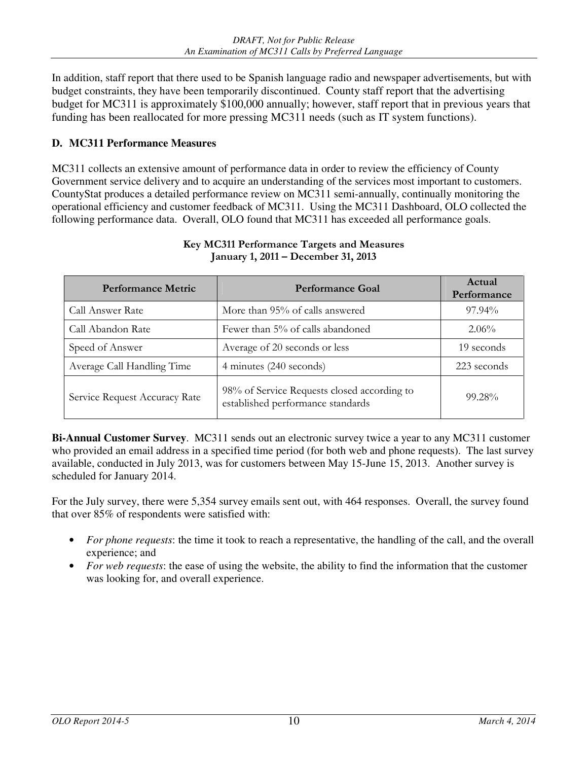In addition, staff report that there used to be Spanish language radio and newspaper advertisements, but with budget constraints, they have been temporarily discontinued. County staff report that the advertising budget for MC311 is approximately $100,000 annually; however, staff report that in previous years that funding has been reallocated for more pressing MC311 needs (such as IT system functions).

### D. MC311 Performance Measures

MC311 collects an extensive amount of performance data in order to review the efficiency of County Government service delivery and to acquire an understanding of the services most important to customers. CountyStat produces a detailed performance review on MC311 semi-annually, continually monitoring the operational efficiency and customer feedback of MC311. Using the MC311 Dashboard, OLO collected the following performance data. Overall, OLO found that MC311 has exceeded all performance goals.

**Key MC311 Performance Targets and Measures**
**January 1, 2011 – December 31, 2013**

| Performance Metric | Performance Goal | Actual Performance |
|---|---|---|
| Call Answer Rate | More than 95% of calls answered | 97.94% |
| Call Abandon Rate | Fewer than 5% of calls abandoned | 2.06% |
| Speed of Answer | Average of 20 seconds or less | 19 seconds |
| Average Call Handling Time | 4 minutes (240 seconds) | 223 seconds |
| Service Request Accuracy Rate | 98% of Service Requests closed according to established performance standards | 99.28% |

**Bi-Annual Customer Survey**. MC311 sends out an electronic survey twice a year to any MC311 customer who provided an email address in a specified time period (for both web and phone requests). The last survey available, conducted in July 2013, was for customers between May 15-June 15, 2013. Another survey is scheduled for January 2014.

For the July survey, there were 5,354 survey emails sent out, with 464 responses. Overall, the survey found that over 85% of respondents were satisfied with:

- *For phone requests*: the time it took to reach a representative, the handling of the call, and the overall experience; and
- *For web requests*: the ease of using the website, the ability to find the information that the customer was looking for, and overall experience.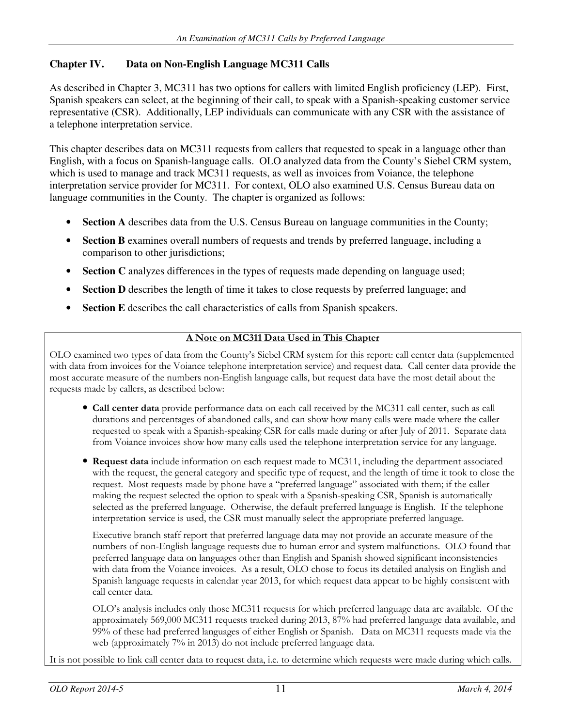## Chapter IV. Data on Non-English Language MC311 Calls

As described in Chapter 3, MC311 has two options for callers with limited English proficiency (LEP). First, Spanish speakers can select, at the beginning of their call, to speak with a Spanish-speaking customer service representative (CSR). Additionally, LEP individuals can communicate with any CSR with the assistance of a telephone interpretation service.

This chapter describes data on MC311 requests from callers that requested to speak in a language other than English, with a focus on Spanish-language calls. OLO analyzed data from the County's Siebel CRM system, which is used to manage and track MC311 requests, as well as invoices from Voiance, the telephone interpretation service provider for MC311. For context, OLO also examined U.S. Census Bureau data on language communities in the County. The chapter is organized as follows:

- **Section A** describes data from the U.S. Census Bureau on language communities in the County;
- **Section B** examines overall numbers of requests and trends by preferred language, including a comparison to other jurisdictions;
- **Section C** analyzes differences in the types of requests made depending on language used;
- **Section D** describes the length of time it takes to close requests by preferred language; and
- **Section E** describes the call characteristics of calls from Spanish speakers.

---

**A Note on MC311 Data Used in This Chapter**

OLO examined two types of data from the County's Siebel CRM system for this report: call center data (supplemented with data from invoices for the Voiance telephone interpretation service) and request data. Call center data provide the most accurate measure of the numbers non-English language calls, but request data have the most detail about the requests made by callers, as described below:

- **Call center data** provide performance data on each call received by the MC311 call center, such as call durations and percentages of abandoned calls, and can show how many calls were made where the caller requested to speak with a Spanish-speaking CSR for calls made during or after July of 2011. Separate data from Voiance invoices show how many calls used the telephone interpretation service for any language.
- **Request data** include information on each request made to MC311, including the department associated with the request, the general category and specific type of request, and the length of time it took to close the request. Most requests made by phone have a "preferred language" associated with them; if the caller making the request selected the option to speak with a Spanish-speaking CSR, Spanish is automatically selected as the preferred language. Otherwise, the default preferred language is English. If the telephone interpretation service is used, the CSR must manually select the appropriate preferred language.

  Executive branch staff report that preferred language data may not provide an accurate measure of the numbers of non-English language requests due to human error and system malfunctions. OLO found that preferred language data on languages other than English and Spanish showed significant inconsistencies with data from the Voiance invoices. As a result, OLO chose to focus its detailed analysis on English and Spanish language requests in calendar year 2013, for which request data appear to be highly consistent with call center data.

  OLO's analysis includes only those MC311 requests for which preferred language data are available. Of the approximately 569,000 MC311 requests tracked during 2013, 87% had preferred language data available, and 99% of these had preferred languages of either English or Spanish. Data on MC311 requests made via the web (approximately 7% in 2013) do not include preferred language data.

It is not possible to link call center data to request data, i.e. to determine which requests were made during which calls.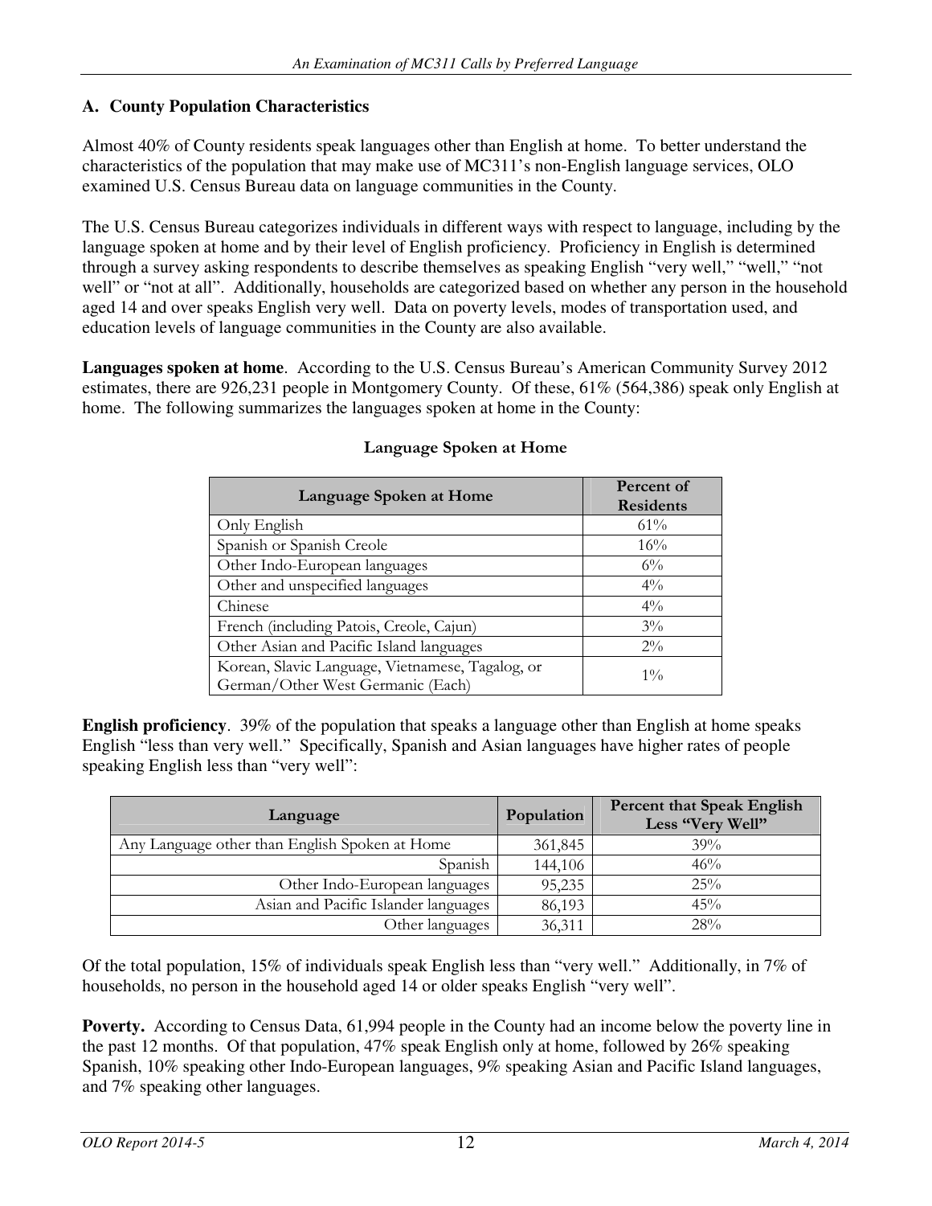## A. County Population Characteristics

Almost 40% of County residents speak languages other than English at home. To better understand the characteristics of the population that may make use of MC311's non-English language services, OLO examined U.S. Census Bureau data on language communities in the County.

The U.S. Census Bureau categorizes individuals in different ways with respect to language, including by the language spoken at home and by their level of English proficiency. Proficiency in English is determined through a survey asking respondents to describe themselves as speaking English "very well," "well," "not well" or "not at all". Additionally, households are categorized based on whether any person in the household aged 14 and over speaks English very well. Data on poverty levels, modes of transportation used, and education levels of language communities in the County are also available.

**Languages spoken at home**. According to the U.S. Census Bureau's American Community Survey 2012 estimates, there are 926,231 people in Montgomery County. Of these, 61% (564,386) speak only English at home. The following summarizes the languages spoken at home in the County:

**Language Spoken at Home**

| Language Spoken at Home | Percent of Residents |
|---|---|
| Only English | 61% |
| Spanish or Spanish Creole | 16% |
| Other Indo-European languages | 6% |
| Other and unspecified languages | 4% |
| Chinese | 4% |
| French (including Patois, Creole, Cajun) | 3% |
| Other Asian and Pacific Island languages | 2% |
| Korean, Slavic Language, Vietnamese, Tagalog, or German/Other West Germanic (Each) | 1% |

**English proficiency**. 39% of the population that speaks a language other than English at home speaks English "less than very well." Specifically, Spanish and Asian languages have higher rates of people speaking English less than "very well":

| Language | Population | Percent that Speak English Less "Very Well" |
|---|---|---|
| Any Language other than English Spoken at Home | 361,845 | 39% |
| Spanish | 144,106 | 46% |
| Other Indo-European languages | 95,235 | 25% |
| Asian and Pacific Islander languages | 86,193 | 45% |
| Other languages | 36,311 | 28% |

Of the total population, 15% of individuals speak English less than "very well." Additionally, in 7% of households, no person in the household aged 14 or older speaks English "very well".

**Poverty.** According to Census Data, 61,994 people in the County had an income below the poverty line in the past 12 months. Of that population, 47% speak English only at home, followed by 26% speaking Spanish, 10% speaking other Indo-European languages, 9% speaking Asian and Pacific Island languages, and 7% speaking other languages.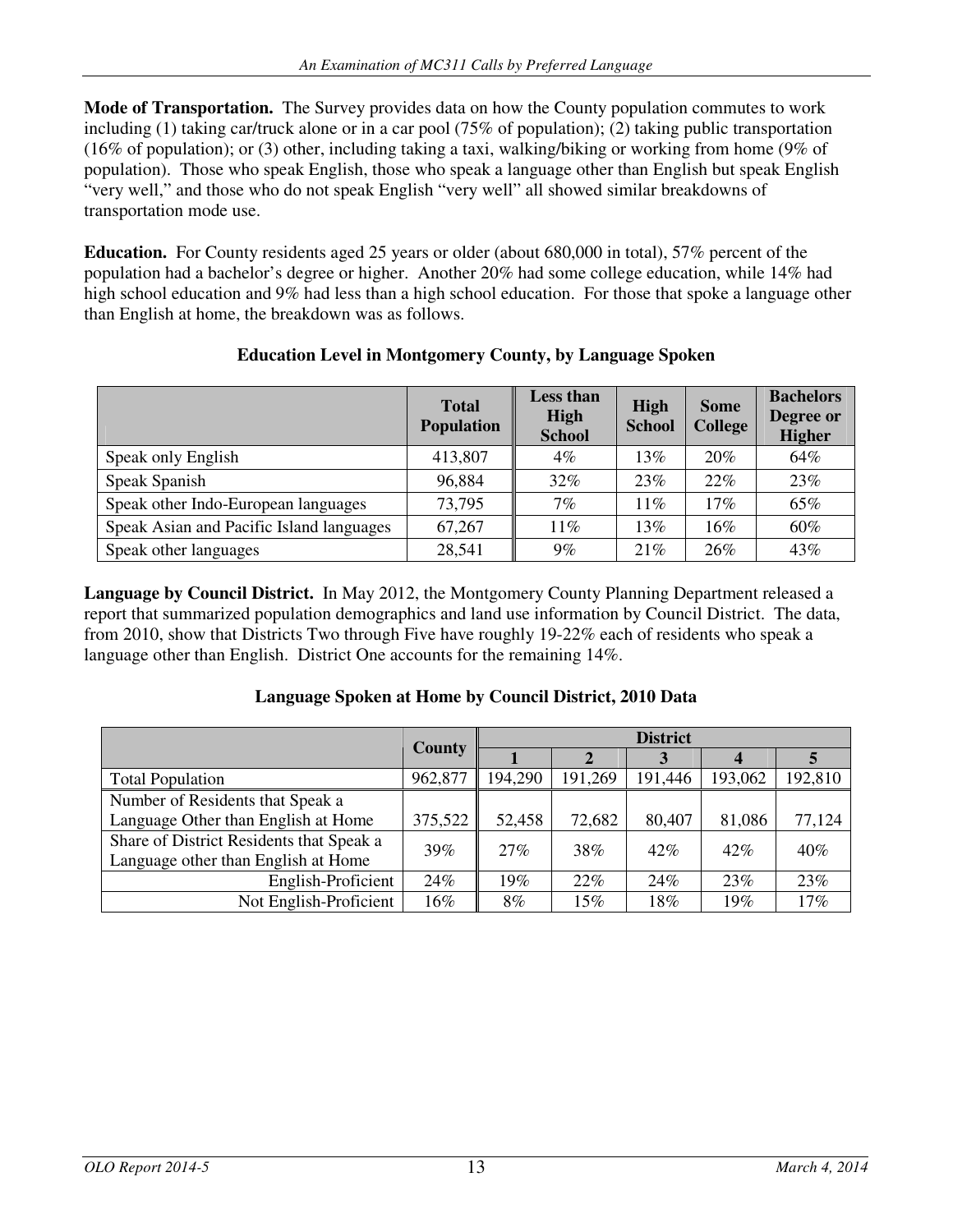**Mode of Transportation.** The Survey provides data on how the County population commutes to work including (1) taking car/truck alone or in a car pool (75% of population); (2) taking public transportation (16% of population); or (3) other, including taking a taxi, walking/biking or working from home (9% of population). Those who speak English, those who speak a language other than English but speak English "very well," and those who do not speak English "very well" all showed similar breakdowns of transportation mode use.

**Education.** For County residents aged 25 years or older (about 680,000 in total), 57% percent of the population had a bachelor's degree or higher. Another 20% had some college education, while 14% had high school education and 9% had less than a high school education. For those that spoke a language other than English at home, the breakdown was as follows.

**Education Level in Montgomery County, by Language Spoken**

| | Total Population | Less than High School | High School | Some College | Bachelors Degree or Higher |
|---|---|---|---|---|---|
| Speak only English | 413,807 | 4% | 13% | 20% | 64% |
| Speak Spanish | 96,884 | 32% | 23% | 22% | 23% |
| Speak other Indo-European languages | 73,795 | 7% | 11% | 17% | 65% |
| Speak Asian and Pacific Island languages | 67,267 | 11% | 13% | 16% | 60% |
| Speak other languages | 28,541 | 9% | 21% | 26% | 43% |

**Language by Council District.** In May 2012, the Montgomery County Planning Department released a report that summarized population demographics and land use information by Council District. The data, from 2010, show that Districts Two through Five have roughly 19-22% each of residents who speak a language other than English. District One accounts for the remaining 14%.

**Language Spoken at Home by Council District, 2010 Data**

| | County | District | | | | |
|---|---|---|---|---|---|---|
| | | 1 | 2 | 3 | 4 | 5 |
| Total Population | 962,877 | 194,290 | 191,269 | 191,446 | 193,062 | 192,810 |
| Number of Residents that Speak a Language Other than English at Home | 375,522 | 52,458 | 72,682 | 80,407 | 81,086 | 77,124 |
| Share of District Residents that Speak a Language other than English at Home | 39% | 27% | 38% | 42% | 42% | 40% |
| English-Proficient | 24% | 19% | 22% | 24% | 23% | 23% |
| Not English-Proficient | 16% | 8% | 15% | 18% | 19% | 17% |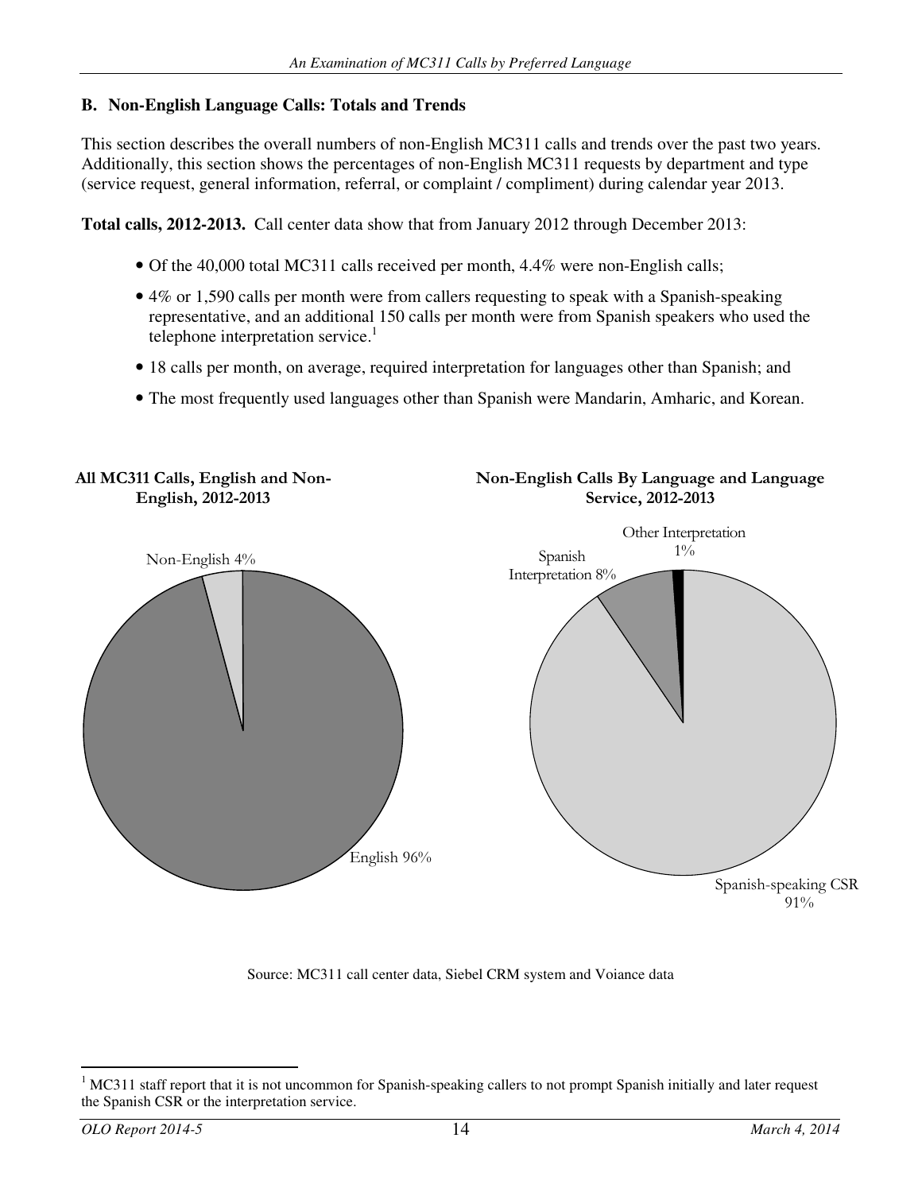## B. Non-English Language Calls: Totals and Trends

This section describes the overall numbers of non-English MC311 calls and trends over the past two years. Additionally, this section shows the percentages of non-English MC311 requests by department and type (service request, general information, referral, or complaint / compliment) during calendar year 2013.

**Total calls, 2012-2013.** Call center data show that from January 2012 through December 2013:

- Of the 40,000 total MC311 calls received per month, 4.4% were non-English calls;
- 4% or 1,590 calls per month were from callers requesting to speak with a Spanish-speaking representative, and an additional 150 calls per month were from Spanish speakers who used the telephone interpretation service.[1]
- 18 calls per month, on average, required interpretation for languages other than Spanish; and
- The most frequently used languages other than Spanish were Mandarin, Amharic, and Korean.

**All MC311 Calls, English and Non-English, 2012-2013**

Non-English 4%

English 96%

**Non-English Calls By Language and Language Service, 2012-2013**

Other Interpretation 1%

Spanish Interpretation 8%

Spanish-speaking CSR 91%

Source: MC311 call center data, Siebel CRM system and Voiance data

[1] MC311 staff report that it is not uncommon for Spanish-speaking callers to not prompt Spanish initially and later request the Spanish CSR or the interpretation service.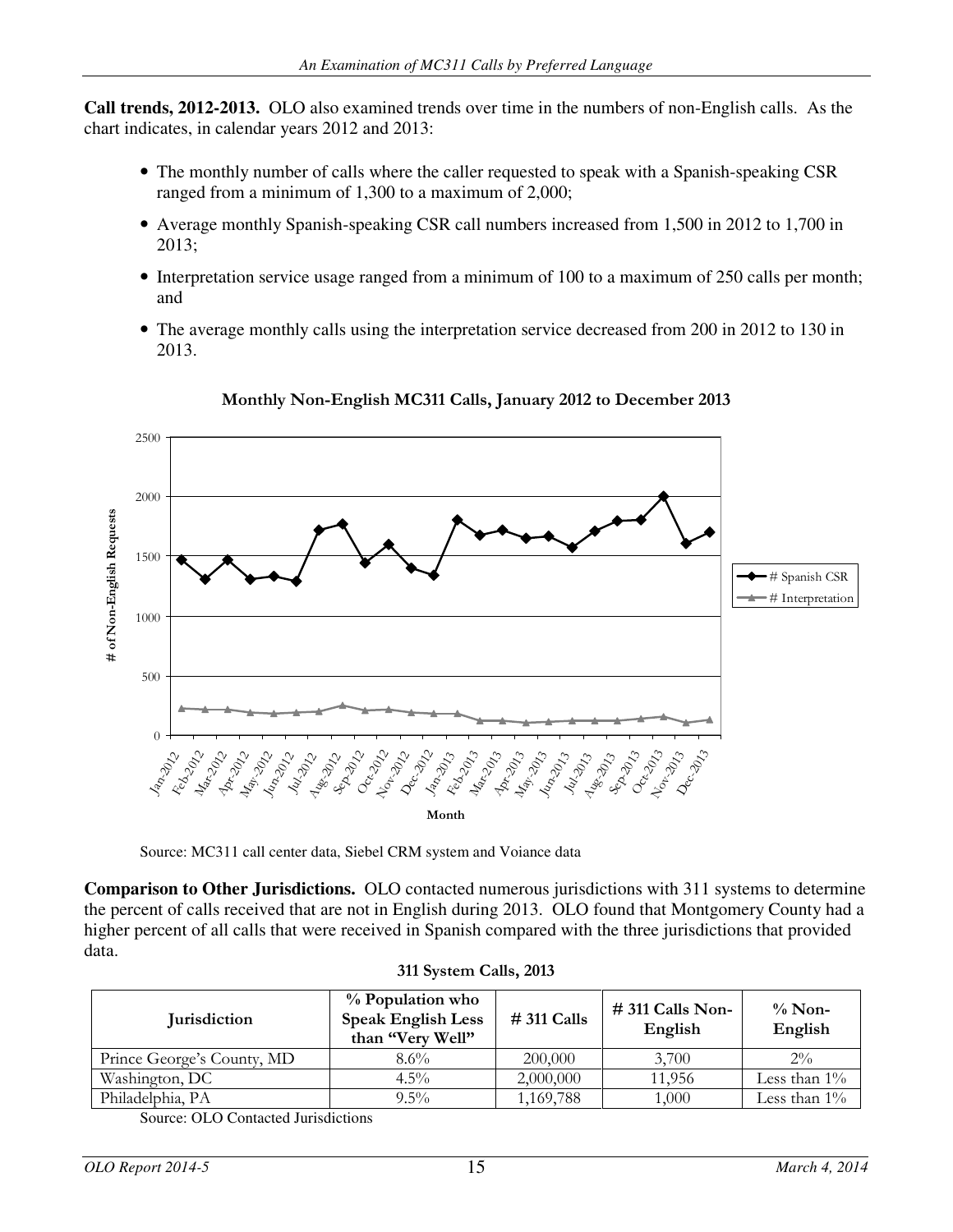**Call trends, 2012-2013.** OLO also examined trends over time in the numbers of non-English calls. As the chart indicates, in calendar years 2012 and 2013:

- The monthly number of calls where the caller requested to speak with a Spanish-speaking CSR ranged from a minimum of 1,300 to a maximum of 2,000;
- Average monthly Spanish-speaking CSR call numbers increased from 1,500 in 2012 to 1,700 in 2013;
- Interpretation service usage ranged from a minimum of 100 to a maximum of 250 calls per month; and
- The average monthly calls using the interpretation service decreased from 200 in 2012 to 130 in 2013.

**Monthly Non-English MC311 Calls, January 2012 to December 2013**

Source: MC311 call center data, Siebel CRM system and Voiance data

**Comparison to Other Jurisdictions.** OLO contacted numerous jurisdictions with 311 systems to determine the percent of calls received that are not in English during 2013. OLO found that Montgomery County had a higher percent of all calls that were received in Spanish compared with the three jurisdictions that provided data.

**311 System Calls, 2013**

| Jurisdiction | % Population who Speak English Less than "Very Well" | # 311 Calls | # 311 Calls Non-English | % Non-English |
|---|---|---|---|---|
| Prince George's County, MD | 8.6% | 200,000 | 3,700 | 2% |
| Washington, DC | 4.5% | 2,000,000 | 11,956 | Less than 1% |
| Philadelphia, PA | 9.5% | 1,169,788 | 1,000 | Less than 1% |

Source: OLO Contacted Jurisdictions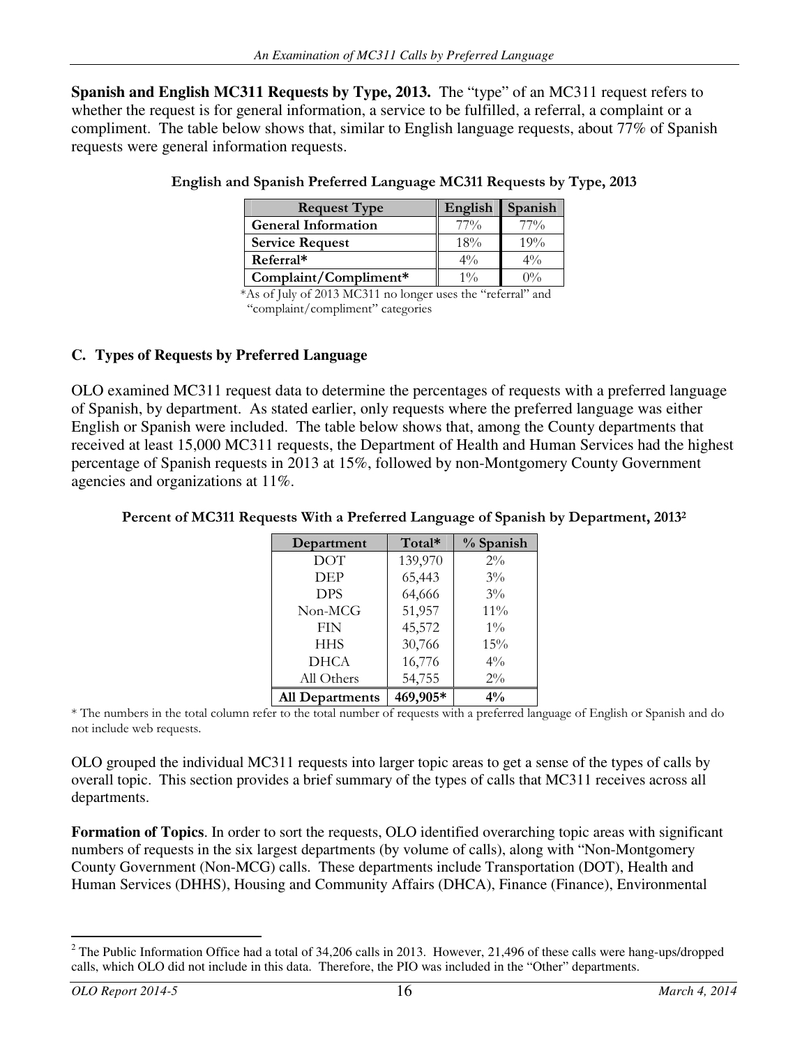**Spanish and English MC311 Requests by Type, 2013.** The "type" of an MC311 request refers to whether the request is for general information, a service to be fulfilled, a referral, a complaint or a compliment. The table below shows that, similar to English language requests, about 77% of Spanish requests were general information requests.

**English and Spanish Preferred Language MC311 Requests by Type, 2013**

| Request Type | English | Spanish |
|---|---|---|
| **General Information** | 77% | 77% |
| **Service Request** | 18% | 19% |
| **Referral*** | 4% | 4% |
| **Complaint/Compliment*** | 1% | 0% |

*As of July of 2013 MC311 no longer uses the "referral" and "complaint/compliment" categories

### C. Types of Requests by Preferred Language

OLO examined MC311 request data to determine the percentages of requests with a preferred language of Spanish, by department. As stated earlier, only requests where the preferred language was either English or Spanish were included. The table below shows that, among the County departments that received at least 15,000 MC311 requests, the Department of Health and Human Services had the highest percentage of Spanish requests in 2013 at 15%, followed by non-Montgomery County Government agencies and organizations at 11%.

**Percent of MC311 Requests With a Preferred Language of Spanish by Department, 2013[2]**

| Department | Total* | % Spanish |
|---|---|---|
| DOT | 139,970 | 2% |
| DEP | 65,443 | 3% |
| DPS | 64,666 | 3% |
| Non-MCG | 51,957 | 11% |
| FIN | 45,572 | 1% |
| HHS | 30,766 | 15% |
| DHCA | 16,776 | 4% |
| All Others | 54,755 | 2% |
| **All Departments** | **469,905*** | **4%** |

* The numbers in the total column refer to the total number of requests with a preferred language of English or Spanish and do not include web requests.

OLO grouped the individual MC311 requests into larger topic areas to get a sense of the types of calls by overall topic. This section provides a brief summary of the types of calls that MC311 receives across all departments.

**Formation of Topics**. In order to sort the requests, OLO identified overarching topic areas with significant numbers of requests in the six largest departments (by volume of calls), along with "Non-Montgomery County Government (Non-MCG) calls. These departments include Transportation (DOT), Health and Human Services (DHHS), Housing and Community Affairs (DHCA), Finance (Finance), Environmental

[2] The Public Information Office had a total of 34,206 calls in 2013. However, 21,496 of these calls were hang-ups/dropped calls, which OLO did not include in this data. Therefore, the PIO was included in the "Other" departments.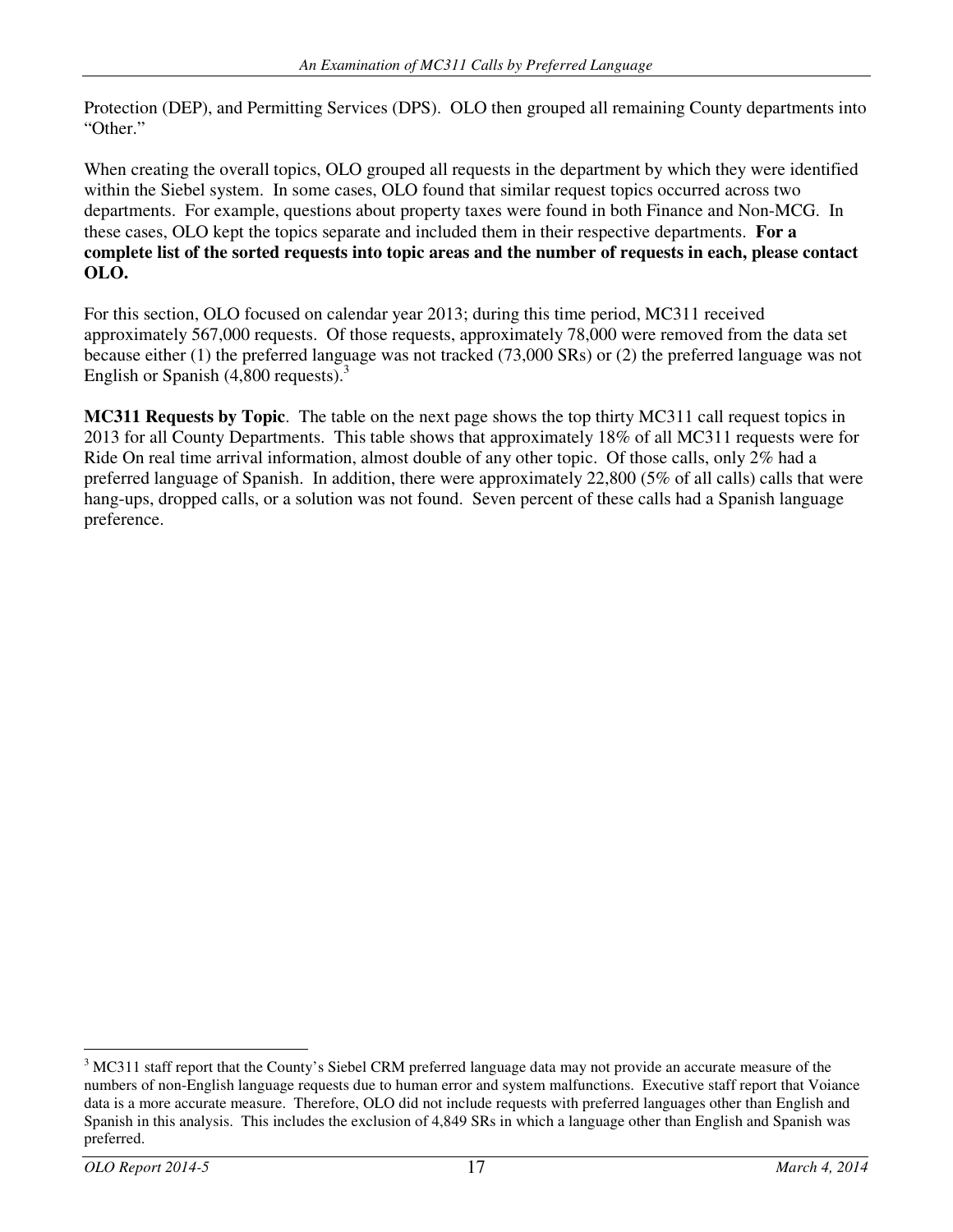Protection (DEP), and Permitting Services (DPS). OLO then grouped all remaining County departments into "Other."

When creating the overall topics, OLO grouped all requests in the department by which they were identified within the Siebel system. In some cases, OLO found that similar request topics occurred across two departments. For example, questions about property taxes were found in both Finance and Non-MCG. In these cases, OLO kept the topics separate and included them in their respective departments. **For a complete list of the sorted requests into topic areas and the number of requests in each, please contact OLO.**

For this section, OLO focused on calendar year 2013; during this time period, MC311 received approximately 567,000 requests. Of those requests, approximately 78,000 were removed from the data set because either (1) the preferred language was not tracked (73,000 SRs) or (2) the preferred language was not English or Spanish (4,800 requests).[3]

**MC311 Requests by Topic**. The table on the next page shows the top thirty MC311 call request topics in 2013 for all County Departments. This table shows that approximately 18% of all MC311 requests were for Ride On real time arrival information, almost double of any other topic. Of those calls, only 2% had a preferred language of Spanish. In addition, there were approximately 22,800 (5% of all calls) calls that were hang-ups, dropped calls, or a solution was not found. Seven percent of these calls had a Spanish language preference.

[3] MC311 staff report that the County's Siebel CRM preferred language data may not provide an accurate measure of the numbers of non-English language requests due to human error and system malfunctions. Executive staff report that Voiance data is a more accurate measure. Therefore, OLO did not include requests with preferred languages other than English and Spanish in this analysis. This includes the exclusion of 4,849 SRs in which a language other than English and Spanish was preferred.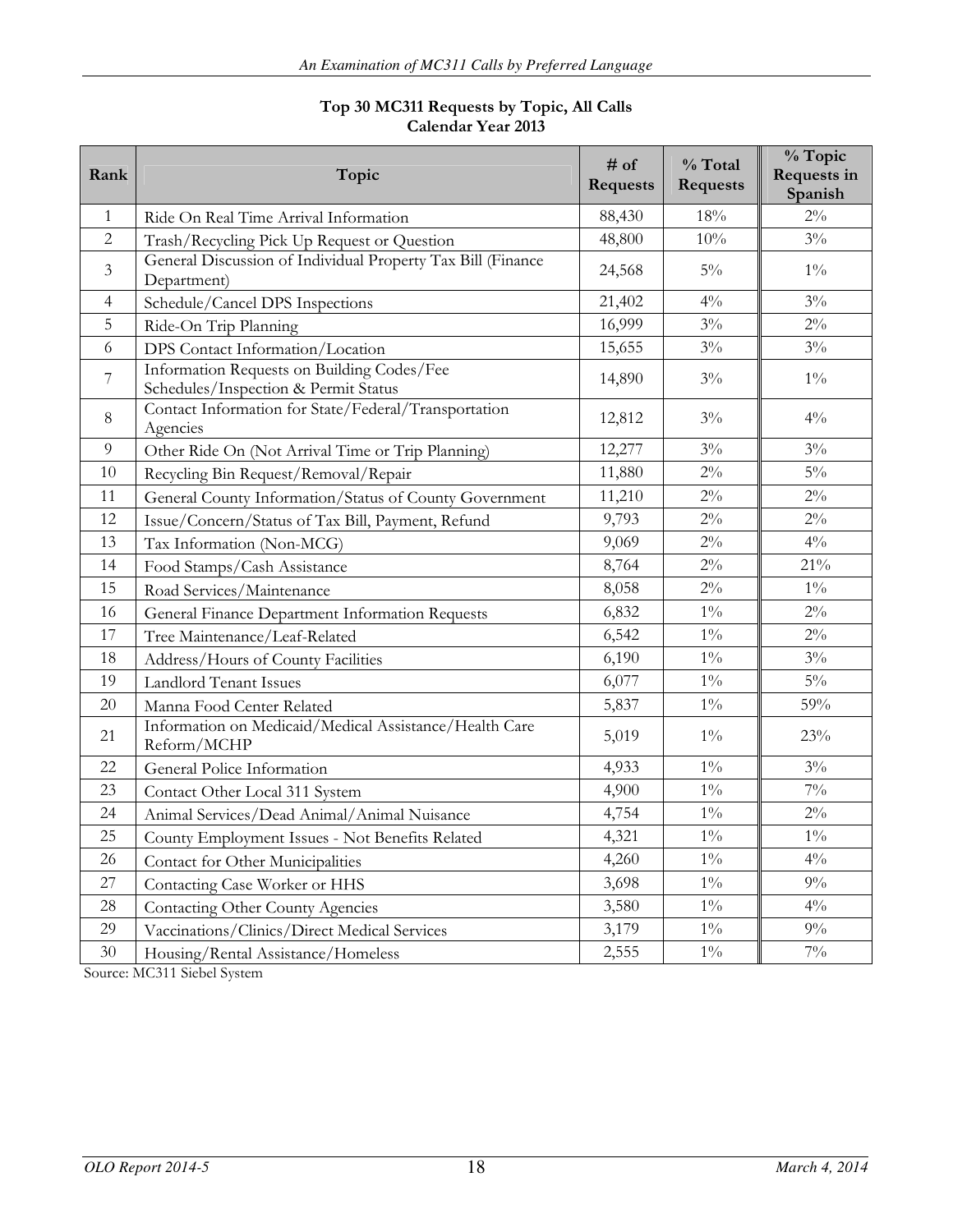**Top 30 MC311 Requests by Topic, All Calls**
**Calendar Year 2013**

| Rank | Topic | # of Requests | % Total Requests | % Topic Requests in Spanish |
|---|---|---|---|---|
| 1 | Ride On Real Time Arrival Information | 88,430 | 18% | 2% |
| 2 | Trash/Recycling Pick Up Request or Question | 48,800 | 10% | 3% |
| 3 | General Discussion of Individual Property Tax Bill (Finance Department) | 24,568 | 5% | 1% |
| 4 | Schedule/Cancel DPS Inspections | 21,402 | 4% | 3% |
| 5 | Ride-On Trip Planning | 16,999 | 3% | 2% |
| 6 | DPS Contact Information/Location | 15,655 | 3% | 3% |
| 7 | Information Requests on Building Codes/Fee Schedules/Inspection & Permit Status | 14,890 | 3% | 1% |
| 8 | Contact Information for State/Federal/Transportation Agencies | 12,812 | 3% | 4% |
| 9 | Other Ride On (Not Arrival Time or Trip Planning) | 12,277 | 3% | 3% |
| 10 | Recycling Bin Request/Removal/Repair | 11,880 | 2% | 5% |
| 11 | General County Information/Status of County Government | 11,210 | 2% | 2% |
| 12 | Issue/Concern/Status of Tax Bill, Payment, Refund | 9,793 | 2% | 2% |
| 13 | Tax Information (Non-MCG) | 9,069 | 2% | 4% |
| 14 | Food Stamps/Cash Assistance | 8,764 | 2% | 21% |
| 15 | Road Services/Maintenance | 8,058 | 2% | 1% |
| 16 | General Finance Department Information Requests | 6,832 | 1% | 2% |
| 17 | Tree Maintenance/Leaf-Related | 6,542 | 1% | 2% |
| 18 | Address/Hours of County Facilities | 6,190 | 1% | 3% |
| 19 | Landlord Tenant Issues | 6,077 | 1% | 5% |
| 20 | Manna Food Center Related | 5,837 | 1% | 59% |
| 21 | Information on Medicaid/Medical Assistance/Health Care Reform/MCHP | 5,019 | 1% | 23% |
| 22 | General Police Information | 4,933 | 1% | 3% |
| 23 | Contact Other Local 311 System | 4,900 | 1% | 7% |
| 24 | Animal Services/Dead Animal/Animal Nuisance | 4,754 | 1% | 2% |
| 25 | County Employment Issues - Not Benefits Related | 4,321 | 1% | 1% |
| 26 | Contact for Other Municipalities | 4,260 | 1% | 4% |
| 27 | Contacting Case Worker or HHS | 3,698 | 1% | 9% |
| 28 | Contacting Other County Agencies | 3,580 | 1% | 4% |
| 29 | Vaccinations/Clinics/Direct Medical Services | 3,179 | 1% | 9% |
| 30 | Housing/Rental Assistance/Homeless | 2,555 | 1% | 7% |

Source: MC311 Siebel System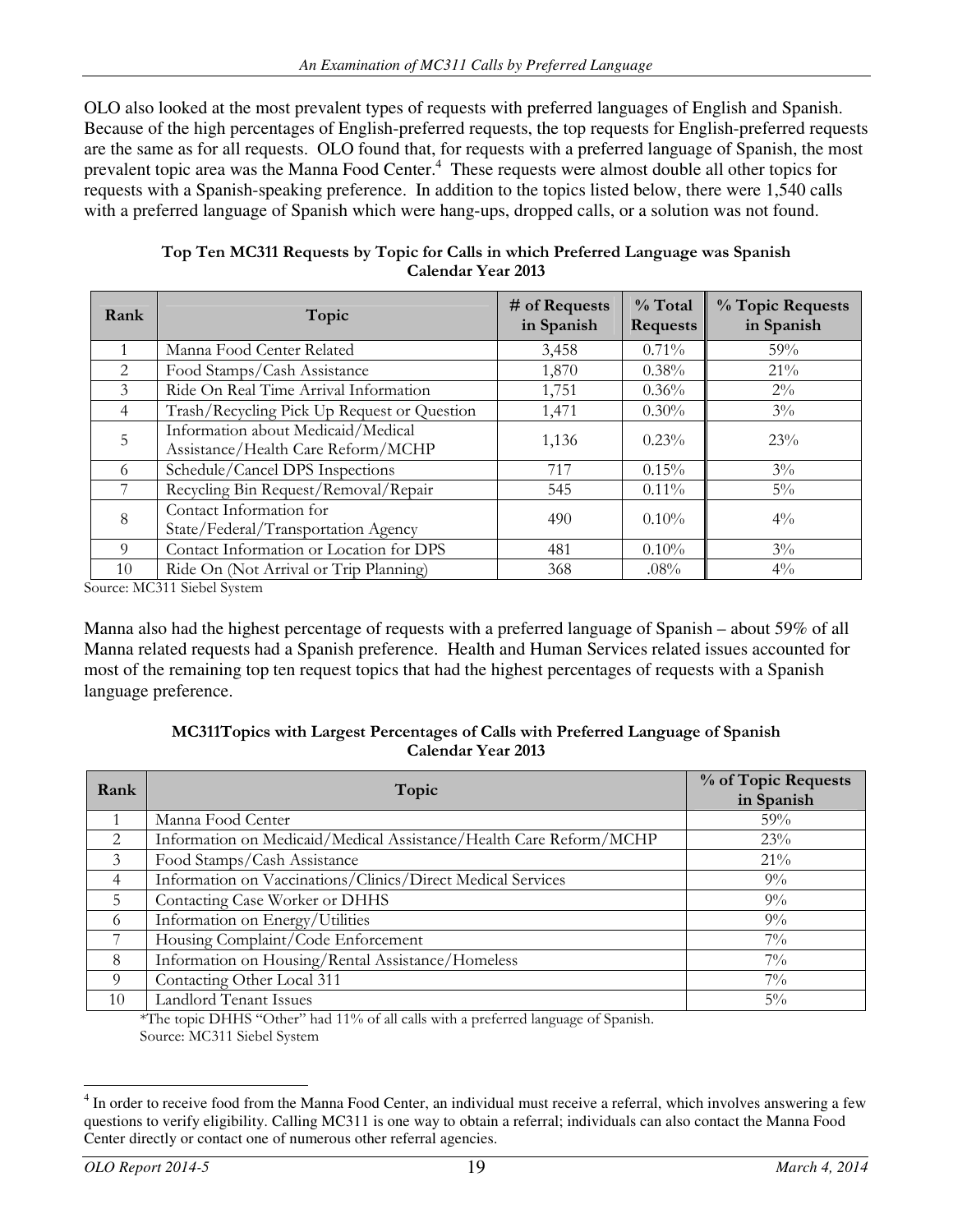OLO also looked at the most prevalent types of requests with preferred languages of English and Spanish. Because of the high percentages of English-preferred requests, the top requests for English-preferred requests are the same as for all requests. OLO found that, for requests with a preferred language of Spanish, the most prevalent topic area was the Manna Food Center.[4] These requests were almost double all other topics for requests with a Spanish-speaking preference. In addition to the topics listed below, there were 1,540 calls with a preferred language of Spanish which were hang-ups, dropped calls, or a solution was not found.

**Top Ten MC311 Requests by Topic for Calls in which Preferred Language was Spanish**
**Calendar Year 2013**

| Rank | Topic | # of Requests in Spanish | % Total Requests | % Topic Requests in Spanish |
|---|---|---|---|---|
| 1 | Manna Food Center Related | 3,458 | 0.71% | 59% |
| 2 | Food Stamps/Cash Assistance | 1,870 | 0.38% | 21% |
| 3 | Ride On Real Time Arrival Information | 1,751 | 0.36% | 2% |
| 4 | Trash/Recycling Pick Up Request or Question | 1,471 | 0.30% | 3% |
| 5 | Information about Medicaid/Medical Assistance/Health Care Reform/MCHP | 1,136 | 0.23% | 23% |
| 6 | Schedule/Cancel DPS Inspections | 717 | 0.15% | 3% |
| 7 | Recycling Bin Request/Removal/Repair | 545 | 0.11% | 5% |
| 8 | Contact Information for State/Federal/Transportation Agency | 490 | 0.10% | 4% |
| 9 | Contact Information or Location for DPS | 481 | 0.10% | 3% |
| 10 | Ride On (Not Arrival or Trip Planning) | 368 | .08% | 4% |

Source: MC311 Siebel System

Manna also had the highest percentage of requests with a preferred language of Spanish – about 59% of all Manna related requests had a Spanish preference. Health and Human Services related issues accounted for most of the remaining top ten request topics that had the highest percentages of requests with a Spanish language preference.

**MC311Topics with Largest Percentages of Calls with Preferred Language of Spanish**
**Calendar Year 2013**

| Rank | Topic | % of Topic Requests in Spanish |
|---|---|---|
| 1 | Manna Food Center | 59% |
| 2 | Information on Medicaid/Medical Assistance/Health Care Reform/MCHP | 23% |
| 3 | Food Stamps/Cash Assistance | 21% |
| 4 | Information on Vaccinations/Clinics/Direct Medical Services | 9% |
| 5 | Contacting Case Worker or DHHS | 9% |
| 6 | Information on Energy/Utilities | 9% |
| 7 | Housing Complaint/Code Enforcement | 7% |
| 8 | Information on Housing/Rental Assistance/Homeless | 7% |
| 9 | Contacting Other Local 311 | 7% |
| 10 | Landlord Tenant Issues | 5% |

*The topic DHHS "Other" had 11% of all calls with a preferred language of Spanish.
Source: MC311 Siebel System

[4] In order to receive food from the Manna Food Center, an individual must receive a referral, which involves answering a few questions to verify eligibility. Calling MC311 is one way to obtain a referral; individuals can also contact the Manna Food Center directly or contact one of numerous other referral agencies.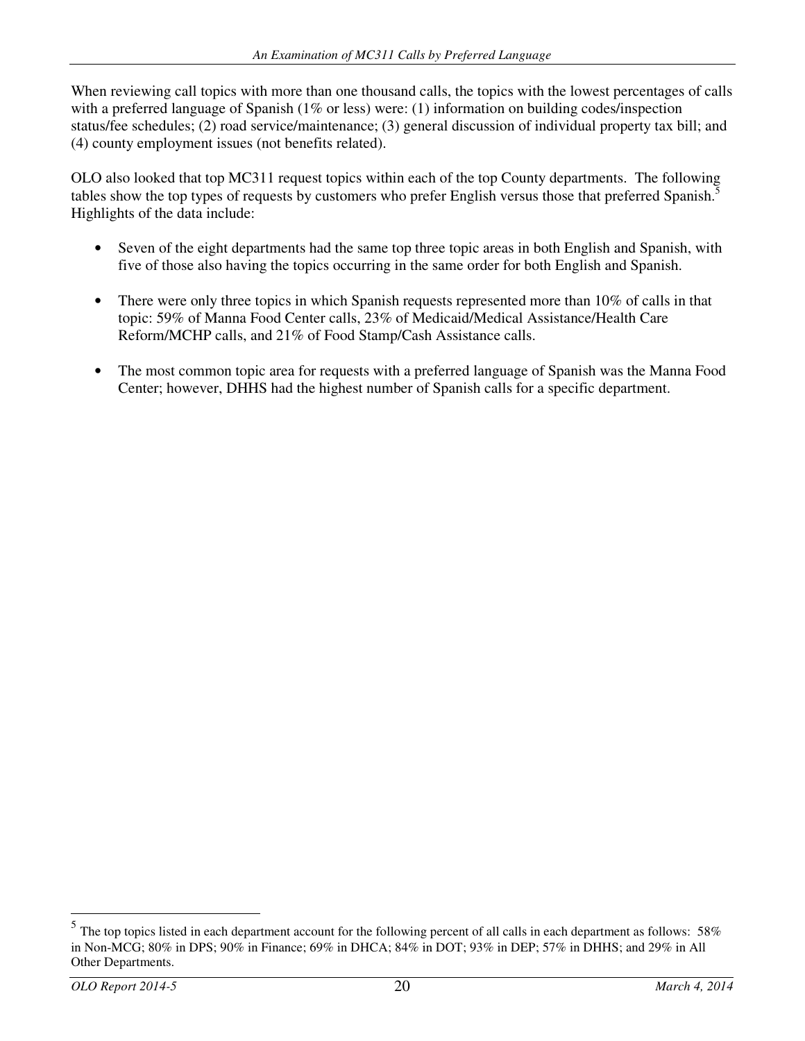When reviewing call topics with more than one thousand calls, the topics with the lowest percentages of calls with a preferred language of Spanish (1% or less) were: (1) information on building codes/inspection status/fee schedules; (2) road service/maintenance; (3) general discussion of individual property tax bill; and (4) county employment issues (not benefits related).

OLO also looked that top MC311 request topics within each of the top County departments. The following tables show the top types of requests by customers who prefer English versus those that preferred Spanish.[5] Highlights of the data include:

- Seven of the eight departments had the same top three topic areas in both English and Spanish, with five of those also having the topics occurring in the same order for both English and Spanish.
- There were only three topics in which Spanish requests represented more than 10% of calls in that topic: 59% of Manna Food Center calls, 23% of Medicaid/Medical Assistance/Health Care Reform/MCHP calls, and 21% of Food Stamp/Cash Assistance calls.
- The most common topic area for requests with a preferred language of Spanish was the Manna Food Center; however, DHHS had the highest number of Spanish calls for a specific department.

[5] The top topics listed in each department account for the following percent of all calls in each department as follows: 58% in Non-MCG; 80% in DPS; 90% in Finance; 69% in DHCA; 84% in DOT; 93% in DEP; 57% in DHHS; and 29% in All Other Departments.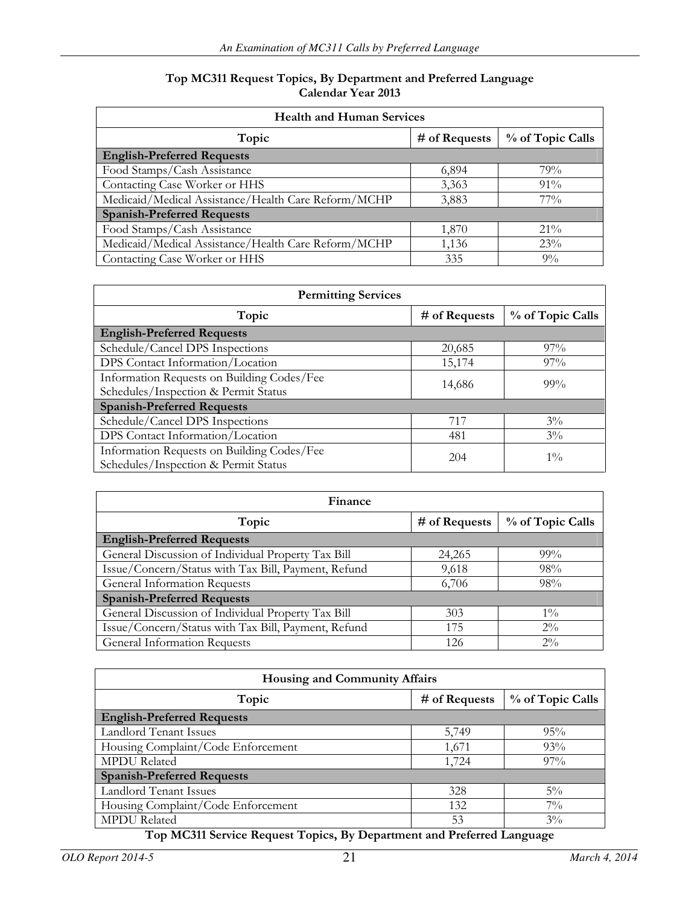**Top MC311 Request Topics, By Department and Preferred Language**
**Calendar Year 2013**

| Health and Human Services | | |
|---|---|---|
| **Topic** | **# of Requests** | **% of Topic Calls** |
| **English-Preferred Requests** | | |
| Food Stamps/Cash Assistance | 6,894 | 79% |
| Contacting Case Worker or HHS | 3,363 | 91% |
| Medicaid/Medical Assistance/Health Care Reform/MCHP | 3,883 | 77% |
| **Spanish-Preferred Requests** | | |
| Food Stamps/Cash Assistance | 1,870 | 21% |
| Medicaid/Medical Assistance/Health Care Reform/MCHP | 1,136 | 23% |
| Contacting Case Worker or HHS | 335 | 9% |

| Permitting Services | | |
|---|---|---|
| **Topic** | **# of Requests** | **% of Topic Calls** |
| **English-Preferred Requests** | | |
| Schedule/Cancel DPS Inspections | 20,685 | 97% |
| DPS Contact Information/Location | 15,174 | 97% |
| Information Requests on Building Codes/Fee Schedules/Inspection & Permit Status | 14,686 | 99% |
| **Spanish-Preferred Requests** | | |
| Schedule/Cancel DPS Inspections | 717 | 3% |
| DPS Contact Information/Location | 481 | 3% |
| Information Requests on Building Codes/Fee Schedules/Inspection & Permit Status | 204 | 1% |

| Finance | | |
|---|---|---|
| **Topic** | **# of Requests** | **% of Topic Calls** |
| **English-Preferred Requests** | | |
| General Discussion of Individual Property Tax Bill | 24,265 | 99% |
| Issue/Concern/Status with Tax Bill, Payment, Refund | 9,618 | 98% |
| General Information Requests | 6,706 | 98% |
| **Spanish-Preferred Requests** | | |
| General Discussion of Individual Property Tax Bill | 303 | 1% |
| Issue/Concern/Status with Tax Bill, Payment, Refund | 175 | 2% |
| General Information Requests | 126 | 2% |

| Housing and Community Affairs | | |
|---|---|---|
| **Topic** | **# of Requests** | **% of Topic Calls** |
| **English-Preferred Requests** | | |
| Landlord Tenant Issues | 5,749 | 95% |
| Housing Complaint/Code Enforcement | 1,671 | 93% |
| MPDU Related | 1,724 | 97% |
| **Spanish-Preferred Requests** | | |
| Landlord Tenant Issues | 328 | 5% |
| Housing Complaint/Code Enforcement | 132 | 7% |
| MPDU Related | 53 | 3% |

**Top MC311 Service Request Topics, By Department and Preferred Language**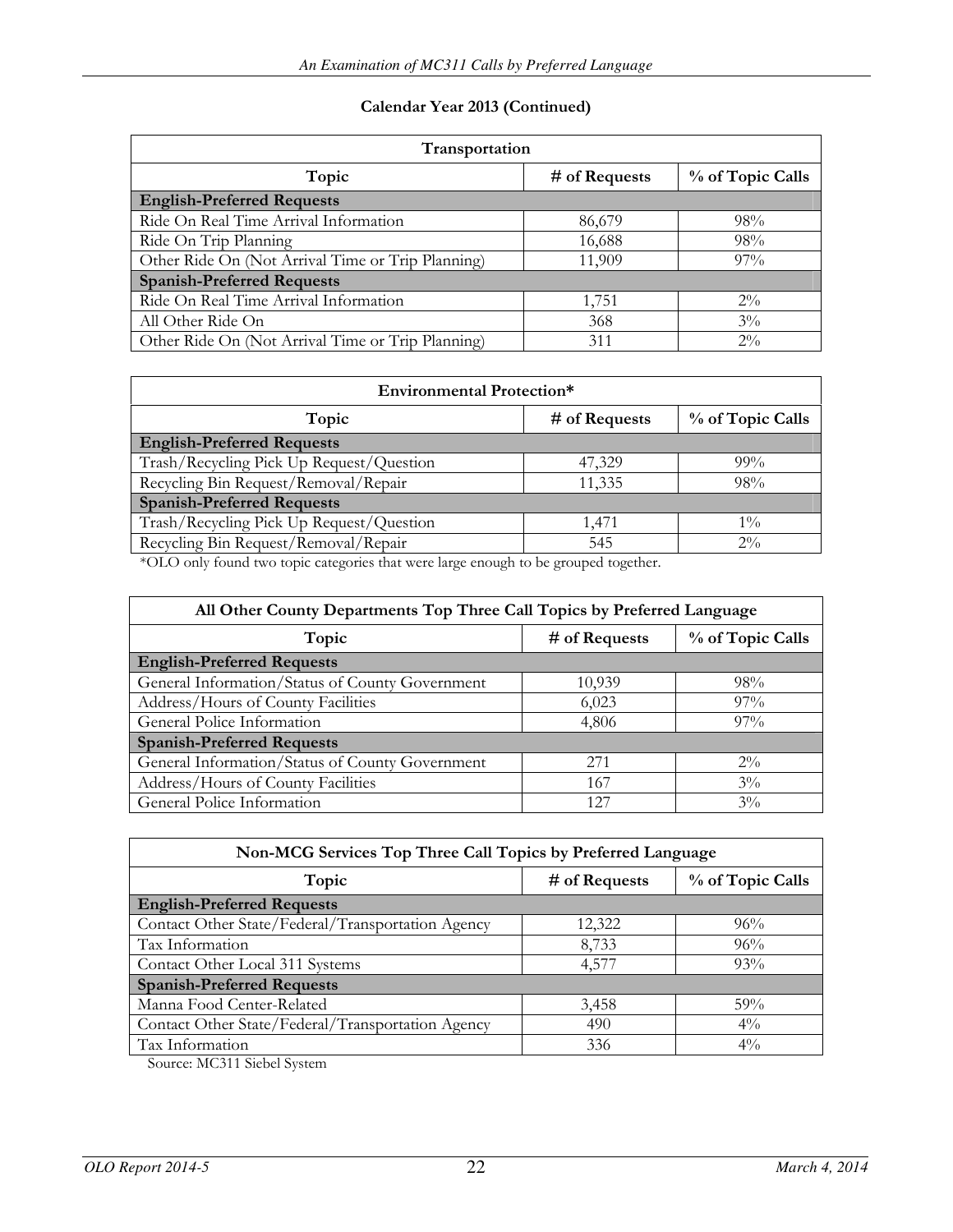**Calendar Year 2013 (Continued)**

| Transportation | | |
|---|---|---|
| **Topic** | **# of Requests** | **% of Topic Calls** |
| **English-Preferred Requests** | | |
| Ride On Real Time Arrival Information | 86,679 | 98% |
| Ride On Trip Planning | 16,688 | 98% |
| Other Ride On (Not Arrival Time or Trip Planning) | 11,909 | 97% |
| **Spanish-Preferred Requests** | | |
| Ride On Real Time Arrival Information | 1,751 | 2% |
| All Other Ride On | 368 | 3% |
| Other Ride On (Not Arrival Time or Trip Planning) | 311 | 2% |

| Environmental Protection* | | |
|---|---|---|
| **Topic** | **# of Requests** | **% of Topic Calls** |
| **English-Preferred Requests** | | |
| Trash/Recycling Pick Up Request/Question | 47,329 | 99% |
| Recycling Bin Request/Removal/Repair | 11,335 | 98% |
| **Spanish-Preferred Requests** | | |
| Trash/Recycling Pick Up Request/Question | 1,471 | 1% |
| Recycling Bin Request/Removal/Repair | 545 | 2% |

*OLO only found two topic categories that were large enough to be grouped together.

| All Other County Departments Top Three Call Topics by Preferred Language | | |
|---|---|---|
| **Topic** | **# of Requests** | **% of Topic Calls** |
| **English-Preferred Requests** | | |
| General Information/Status of County Government | 10,939 | 98% |
| Address/Hours of County Facilities | 6,023 | 97% |
| General Police Information | 4,806 | 97% |
| **Spanish-Preferred Requests** | | |
| General Information/Status of County Government | 271 | 2% |
| Address/Hours of County Facilities | 167 | 3% |
| General Police Information | 127 | 3% |

| Non-MCG Services Top Three Call Topics by Preferred Language | | |
|---|---|---|
| **Topic** | **# of Requests** | **% of Topic Calls** |
| **English-Preferred Requests** | | |
| Contact Other State/Federal/Transportation Agency | 12,322 | 96% |
| Tax Information | 8,733 | 96% |
| Contact Other Local 311 Systems | 4,577 | 93% |
| **Spanish-Preferred Requests** | | |
| Manna Food Center-Related | 3,458 | 59% |
| Contact Other State/Federal/Transportation Agency | 490 | 4% |
| Tax Information | 336 | 4% |

Source: MC311 Siebel System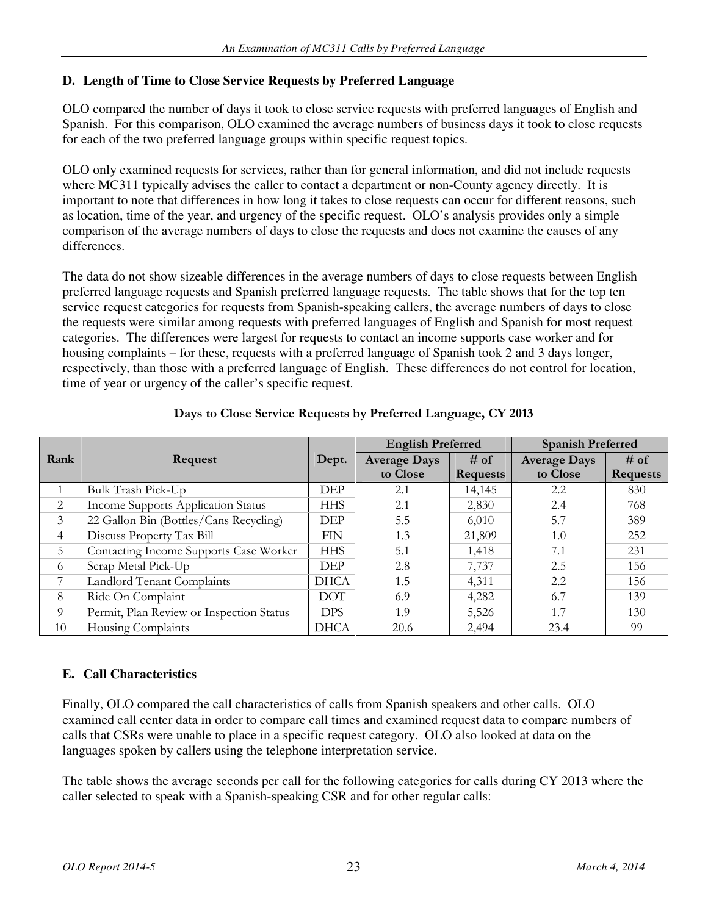### D. Length of Time to Close Service Requests by Preferred Language

OLO compared the number of days it took to close service requests with preferred languages of English and Spanish. For this comparison, OLO examined the average numbers of business days it took to close requests for each of the two preferred language groups within specific request topics.

OLO only examined requests for services, rather than for general information, and did not include requests where MC311 typically advises the caller to contact a department or non-County agency directly. It is important to note that differences in how long it takes to close requests can occur for different reasons, such as location, time of the year, and urgency of the specific request. OLO's analysis provides only a simple comparison of the average numbers of days to close the requests and does not examine the causes of any differences.

The data do not show sizeable differences in the average numbers of days to close requests between English preferred language requests and Spanish preferred language requests. The table shows that for the top ten service request categories for requests from Spanish-speaking callers, the average numbers of days to close the requests were similar among requests with preferred languages of English and Spanish for most request categories. The differences were largest for requests to contact an income supports case worker and for housing complaints – for these, requests with a preferred language of Spanish took 2 and 3 days longer, respectively, than those with a preferred language of English. These differences do not control for location, time of year or urgency of the caller's specific request.

**Days to Close Service Requests by Preferred Language, CY 2013**

| Rank | Request | Dept. | English Preferred | | Spanish Preferred | |
|---|---|---|---|---|---|---|
| | | | Average Days to Close | # of Requests | Average Days to Close | # of Requests |
| 1 | Bulk Trash Pick-Up | DEP | 2.1 | 14,145 | 2.2 | 830 |
| 2 | Income Supports Application Status | HHS | 2.1 | 2,830 | 2.4 | 768 |
| 3 | 22 Gallon Bin (Bottles/Cans Recycling) | DEP | 5.5 | 6,010 | 5.7 | 389 |
| 4 | Discuss Property Tax Bill | FIN | 1.3 | 21,809 | 1.0 | 252 |
| 5 | Contacting Income Supports Case Worker | HHS | 5.1 | 1,418 | 7.1 | 231 |
| 6 | Scrap Metal Pick-Up | DEP | 2.8 | 7,737 | 2.5 | 156 |
| 7 | Landlord Tenant Complaints | DHCA | 1.5 | 4,311 | 2.2 | 156 |
| 8 | Ride On Complaint | DOT | 6.9 | 4,282 | 6.7 | 139 |
| 9 | Permit, Plan Review or Inspection Status | DPS | 1.9 | 5,526 | 1.7 | 130 |
| 10 | Housing Complaints | DHCA | 20.6 | 2,494 | 23.4 | 99 |

### E. Call Characteristics

Finally, OLO compared the call characteristics of calls from Spanish speakers and other calls. OLO examined call center data in order to compare call times and examined request data to compare numbers of calls that CSRs were unable to place in a specific request category. OLO also looked at data on the languages spoken by callers using the telephone interpretation service.

The table shows the average seconds per call for the following categories for calls during CY 2013 where the caller selected to speak with a Spanish-speaking CSR and for other regular calls: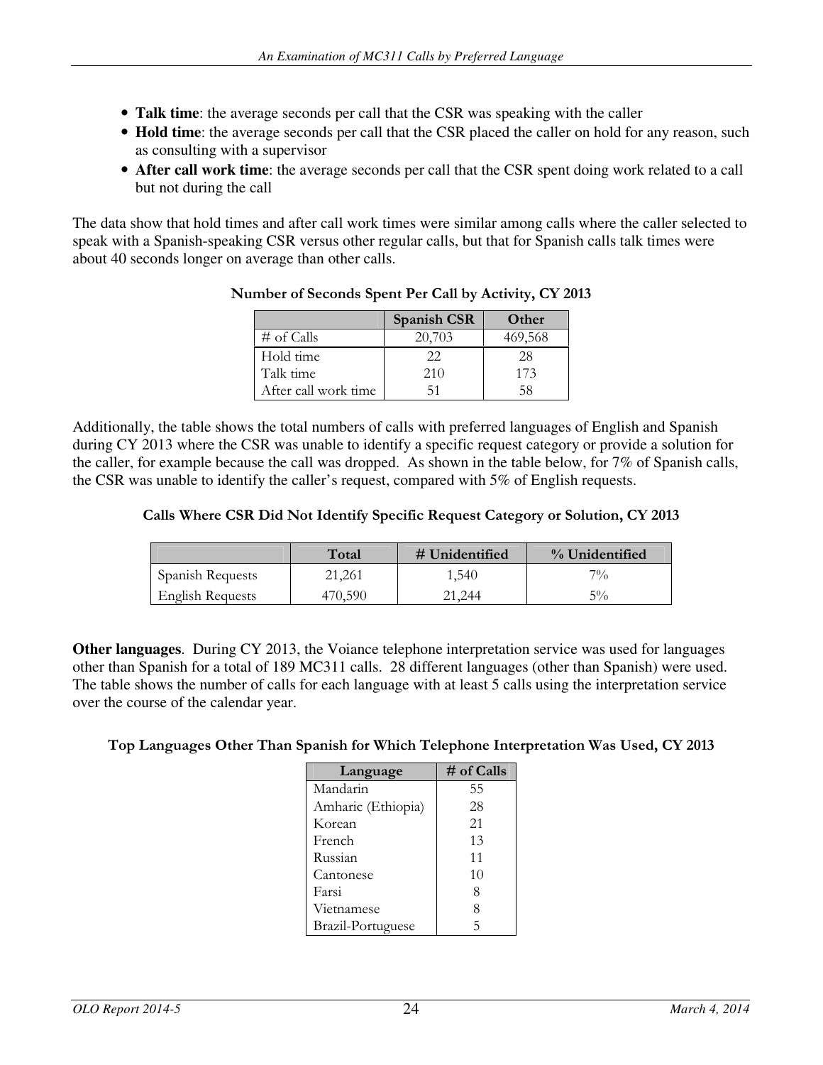- **Talk time**: the average seconds per call that the CSR was speaking with the caller
- **Hold time**: the average seconds per call that the CSR placed the caller on hold for any reason, such as consulting with a supervisor
- **After call work time**: the average seconds per call that the CSR spent doing work related to a call but not during the call

The data show that hold times and after call work times were similar among calls where the caller selected to speak with a Spanish-speaking CSR versus other regular calls, but that for Spanish calls talk times were about 40 seconds longer on average than other calls.

**Number of Seconds Spent Per Call by Activity, CY 2013**

| | Spanish CSR | Other |
|---|---|---|
| # of Calls | 20,703 | 469,568 |
| Hold time | 22 | 28 |
| Talk time | 210 | 173 |
| After call work time | 51 | 58 |

Additionally, the table shows the total numbers of calls with preferred languages of English and Spanish during CY 2013 where the CSR was unable to identify a specific request category or provide a solution for the caller, for example because the call was dropped. As shown in the table below, for 7% of Spanish calls, the CSR was unable to identify the caller's request, compared with 5% of English requests.

**Calls Where CSR Did Not Identify Specific Request Category or Solution, CY 2013**

| | Total | # Unidentified | % Unidentified |
|---|---|---|---|
| Spanish Requests | 21,261 | 1,540 | 7% |
| English Requests | 470,590 | 21,244 | 5% |

**Other languages**. During CY 2013, the Voiance telephone interpretation service was used for languages other than Spanish for a total of 189 MC311 calls. 28 different languages (other than Spanish) were used. The table shows the number of calls for each language with at least 5 calls using the interpretation service over the course of the calendar year.

**Top Languages Other Than Spanish for Which Telephone Interpretation Was Used, CY 2013**

| Language | # of Calls |
|---|---|
| Mandarin | 55 |
| Amharic (Ethiopia) | 28 |
| Korean | 21 |
| French | 13 |
| Russian | 11 |
| Cantonese | 10 |
| Farsi | 8 |
| Vietnamese | 8 |
| Brazil-Portuguese | 5 |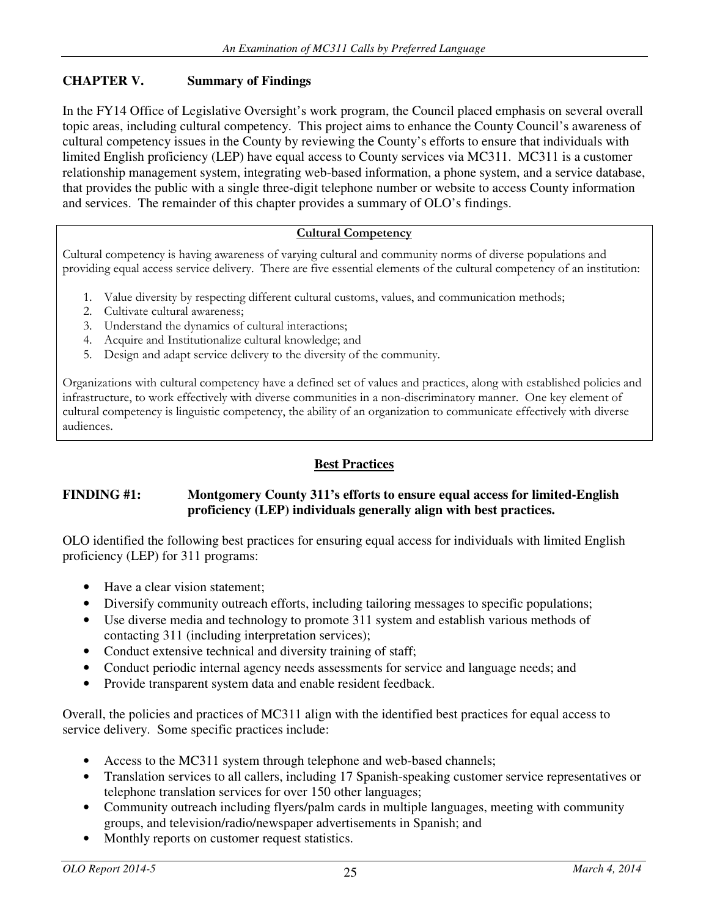## CHAPTER V. Summary of Findings

In the FY14 Office of Legislative Oversight's work program, the Council placed emphasis on several overall topic areas, including cultural competency. This project aims to enhance the County Council's awareness of cultural competency issues in the County by reviewing the County's efforts to ensure that individuals with limited English proficiency (LEP) have equal access to County services via MC311. MC311 is a customer relationship management system, integrating web-based information, a phone system, and a service database, that provides the public with a single three-digit telephone number or website to access County information and services. The remainder of this chapter provides a summary of OLO's findings.

> **Cultural Competency**
>
> Cultural competency is having awareness of varying cultural and community norms of diverse populations and providing equal access service delivery. There are five essential elements of the cultural competency of an institution:
>
> 1. Value diversity by respecting different cultural customs, values, and communication methods;
> 2. Cultivate cultural awareness;
> 3. Understand the dynamics of cultural interactions;
> 4. Acquire and Institutionalize cultural knowledge; and
> 5. Design and adapt service delivery to the diversity of the community.
>
> Organizations with cultural competency have a defined set of values and practices, along with established policies and infrastructure, to work effectively with diverse communities in a non-discriminatory manner. One key element of cultural competency is linguistic competency, the ability of an organization to communicate effectively with diverse audiences.

### Best Practices

**FINDING #1: Montgomery County 311's efforts to ensure equal access for limited-English proficiency (LEP) individuals generally align with best practices.**

OLO identified the following best practices for ensuring equal access for individuals with limited English proficiency (LEP) for 311 programs:

- Have a clear vision statement;
- Diversify community outreach efforts, including tailoring messages to specific populations;
- Use diverse media and technology to promote 311 system and establish various methods of contacting 311 (including interpretation services);
- Conduct extensive technical and diversity training of staff;
- Conduct periodic internal agency needs assessments for service and language needs; and
- Provide transparent system data and enable resident feedback.

Overall, the policies and practices of MC311 align with the identified best practices for equal access to service delivery. Some specific practices include:

- Access to the MC311 system through telephone and web-based channels;
- Translation services to all callers, including 17 Spanish-speaking customer service representatives or telephone translation services for over 150 other languages;
- Community outreach including flyers/palm cards in multiple languages, meeting with community groups, and television/radio/newspaper advertisements in Spanish; and
- Monthly reports on customer request statistics.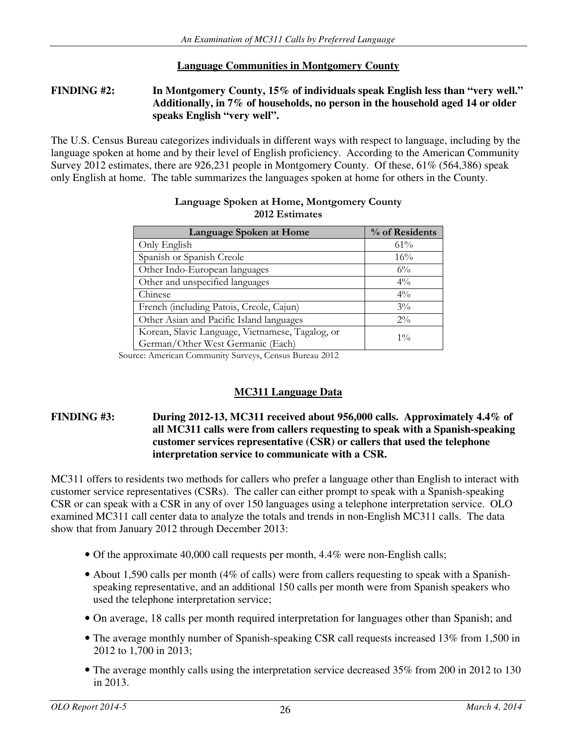## Language Communities in Montgomery County

**FINDING #2: In Montgomery County, 15% of individuals speak English less than "very well." Additionally, in 7% of households, no person in the household aged 14 or older speaks English "very well".**

The U.S. Census Bureau categorizes individuals in different ways with respect to language, including by the language spoken at home and by their level of English proficiency. According to the American Community Survey 2012 estimates, there are 926,231 people in Montgomery County. Of these, 61% (564,386) speak only English at home. The table summarizes the languages spoken at home for others in the County.

**Language Spoken at Home, Montgomery County**
**2012 Estimates**

| Language Spoken at Home | % of Residents |
|---|---|
| Only English | 61% |
| Spanish or Spanish Creole | 16% |
| Other Indo-European languages | 6% |
| Other and unspecified languages | 4% |
| Chinese | 4% |
| French (including Patois, Creole, Cajun) | 3% |
| Other Asian and Pacific Island languages | 2% |
| Korean, Slavic Language, Vietnamese, Tagalog, or German/Other West Germanic (Each) | 1% |

Source: American Community Surveys, Census Bureau 2012

## MC311 Language Data

**FINDING #3: During 2012-13, MC311 received about 956,000 calls. Approximately 4.4% of all MC311 calls were from callers requesting to speak with a Spanish-speaking customer services representative (CSR) or callers that used the telephone interpretation service to communicate with a CSR.**

MC311 offers to residents two methods for callers who prefer a language other than English to interact with customer service representatives (CSRs). The caller can either prompt to speak with a Spanish-speaking CSR or can speak with a CSR in any of over 150 languages using a telephone interpretation service. OLO examined MC311 call center data to analyze the totals and trends in non-English MC311 calls. The data show that from January 2012 through December 2013:

- Of the approximate 40,000 call requests per month, 4.4% were non-English calls;
- About 1,590 calls per month (4% of calls) were from callers requesting to speak with a Spanish-speaking representative, and an additional 150 calls per month were from Spanish speakers who used the telephone interpretation service;
- On average, 18 calls per month required interpretation for languages other than Spanish; and
- The average monthly number of Spanish-speaking CSR call requests increased 13% from 1,500 in 2012 to 1,700 in 2013;
- The average monthly calls using the interpretation service decreased 35% from 200 in 2012 to 130 in 2013.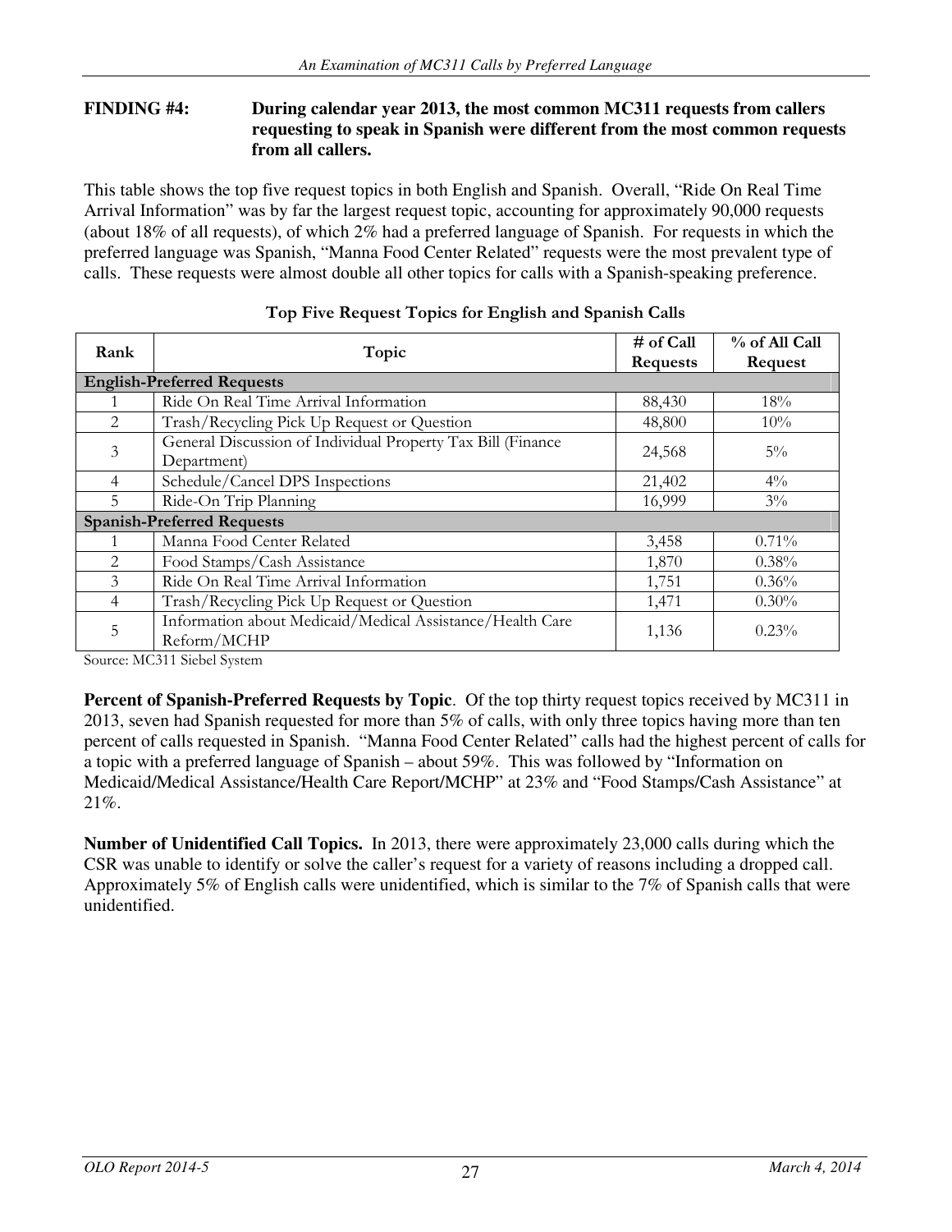**FINDING #4: During calendar year 2013, the most common MC311 requests from callers requesting to speak in Spanish were different from the most common requests from all callers.**

This table shows the top five request topics in both English and Spanish. Overall, "Ride On Real Time Arrival Information" was by far the largest request topic, accounting for approximately 90,000 requests (about 18% of all requests), of which 2% had a preferred language of Spanish. For requests in which the preferred language was Spanish, "Manna Food Center Related" requests were the most prevalent type of calls. These requests were almost double all other topics for calls with a Spanish-speaking preference.

**Top Five Request Topics for English and Spanish Calls**

| Rank | Topic | # of Call Requests | % of All Call Request |
|---|---|---|---|
| **English-Preferred Requests** | | | |
| 1 | Ride On Real Time Arrival Information | 88,430 | 18% |
| 2 | Trash/Recycling Pick Up Request or Question | 48,800 | 10% |
| 3 | General Discussion of Individual Property Tax Bill (Finance Department) | 24,568 | 5% |
| 4 | Schedule/Cancel DPS Inspections | 21,402 | 4% |
| 5 | Ride-On Trip Planning | 16,999 | 3% |
| **Spanish-Preferred Requests** | | | |
| 1 | Manna Food Center Related | 3,458 | 0.71% |
| 2 | Food Stamps/Cash Assistance | 1,870 | 0.38% |
| 3 | Ride On Real Time Arrival Information | 1,751 | 0.36% |
| 4 | Trash/Recycling Pick Up Request or Question | 1,471 | 0.30% |
| 5 | Information about Medicaid/Medical Assistance/Health Care Reform/MCHP | 1,136 | 0.23% |

Source: MC311 Siebel System

**Percent of Spanish-Preferred Requests by Topic**. Of the top thirty request topics received by MC311 in 2013, seven had Spanish requested for more than 5% of calls, with only three topics having more than ten percent of calls requested in Spanish. "Manna Food Center Related" calls had the highest percent of calls for a topic with a preferred language of Spanish – about 59%. This was followed by "Information on Medicaid/Medical Assistance/Health Care Report/MCHP" at 23% and "Food Stamps/Cash Assistance" at 21%.

**Number of Unidentified Call Topics.** In 2013, there were approximately 23,000 calls during which the CSR was unable to identify or solve the caller's request for a variety of reasons including a dropped call. Approximately 5% of English calls were unidentified, which is similar to the 7% of Spanish calls that were unidentified.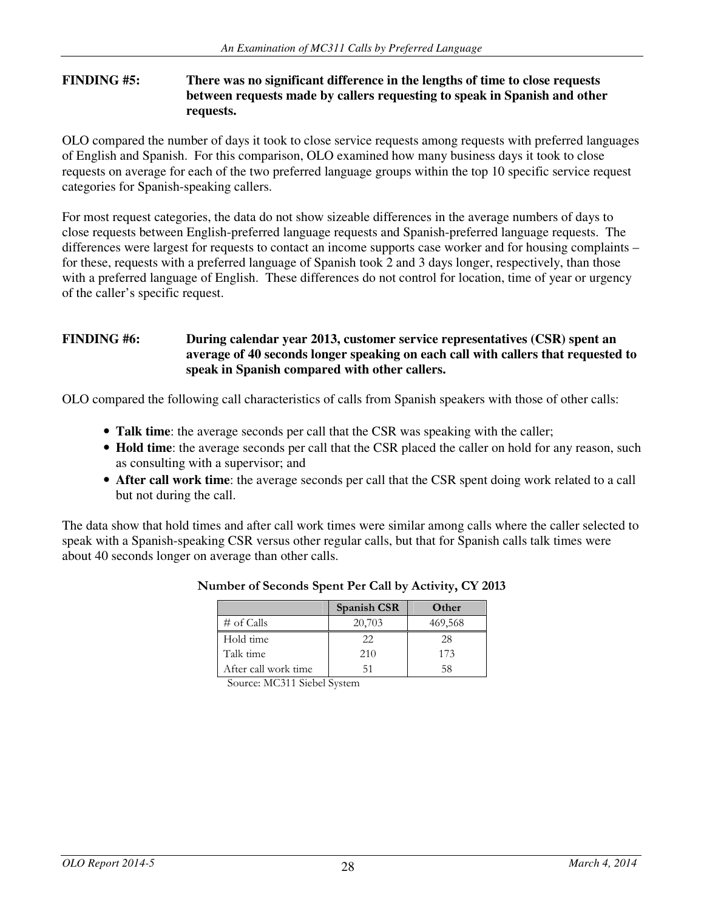**FINDING #5: There was no significant difference in the lengths of time to close requests between requests made by callers requesting to speak in Spanish and other requests.**

OLO compared the number of days it took to close service requests among requests with preferred languages of English and Spanish. For this comparison, OLO examined how many business days it took to close requests on average for each of the two preferred language groups within the top 10 specific service request categories for Spanish-speaking callers.

For most request categories, the data do not show sizeable differences in the average numbers of days to close requests between English-preferred language requests and Spanish-preferred language requests. The differences were largest for requests to contact an income supports case worker and for housing complaints – for these, requests with a preferred language of Spanish took 2 and 3 days longer, respectively, than those with a preferred language of English. These differences do not control for location, time of year or urgency of the caller's specific request.

**FINDING #6: During calendar year 2013, customer service representatives (CSR) spent an average of 40 seconds longer speaking on each call with callers that requested to speak in Spanish compared with other callers.**

OLO compared the following call characteristics of calls from Spanish speakers with those of other calls:

- **Talk time**: the average seconds per call that the CSR was speaking with the caller;
- **Hold time**: the average seconds per call that the CSR placed the caller on hold for any reason, such as consulting with a supervisor; and
- **After call work time**: the average seconds per call that the CSR spent doing work related to a call but not during the call.

The data show that hold times and after call work times were similar among calls where the caller selected to speak with a Spanish-speaking CSR versus other regular calls, but that for Spanish calls talk times were about 40 seconds longer on average than other calls.

**Number of Seconds Spent Per Call by Activity, CY 2013**

| | Spanish CSR | Other |
|---|---|---|
| # of Calls | 20,703 | 469,568 |
| Hold time | 22 | 28 |
| Talk time | 210 | 173 |
| After call work time | 51 | 58 |

Source: MC311 Siebel System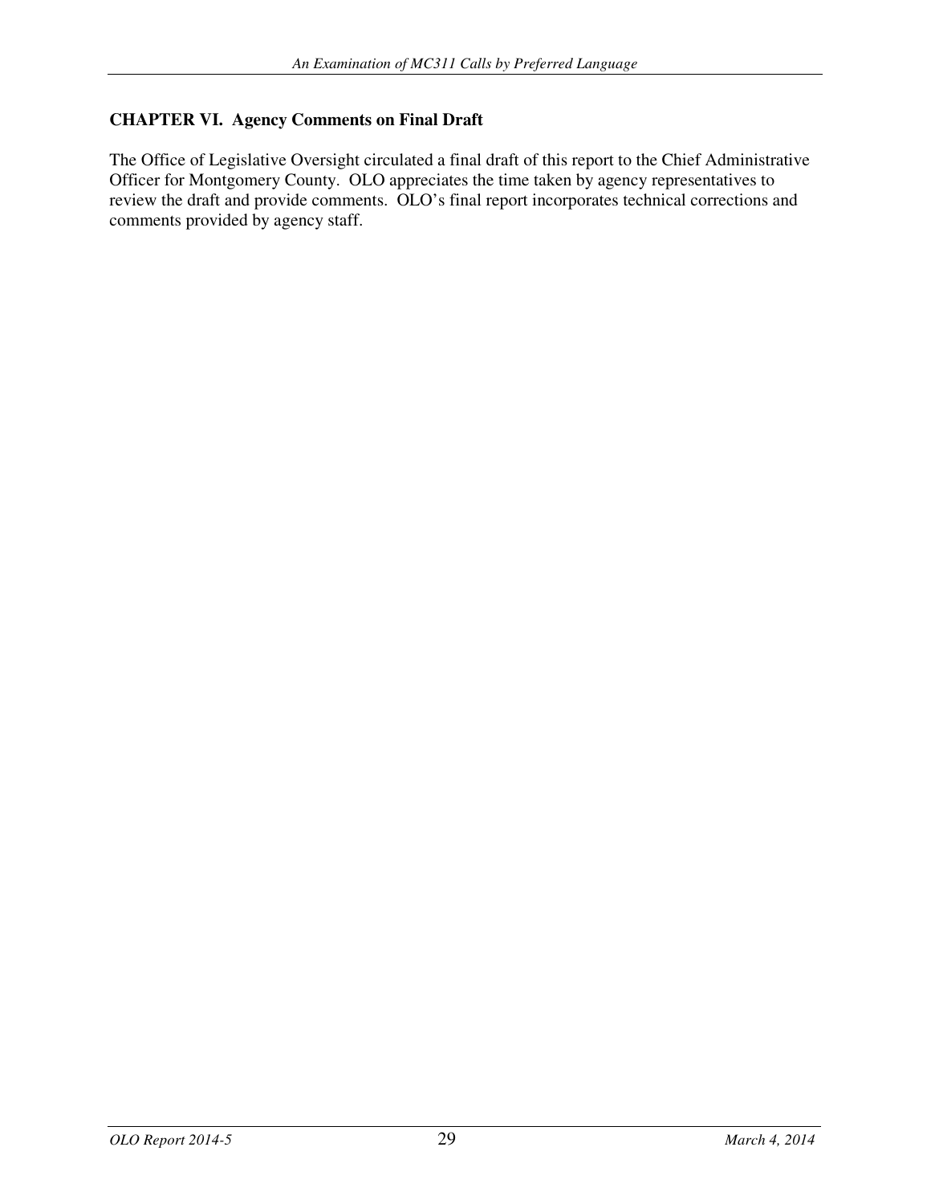## CHAPTER VI. Agency Comments on Final Draft

The Office of Legislative Oversight circulated a final draft of this report to the Chief Administrative Officer for Montgomery County. OLO appreciates the time taken by agency representatives to review the draft and provide comments. OLO's final report incorporates technical corrections and comments provided by agency staff.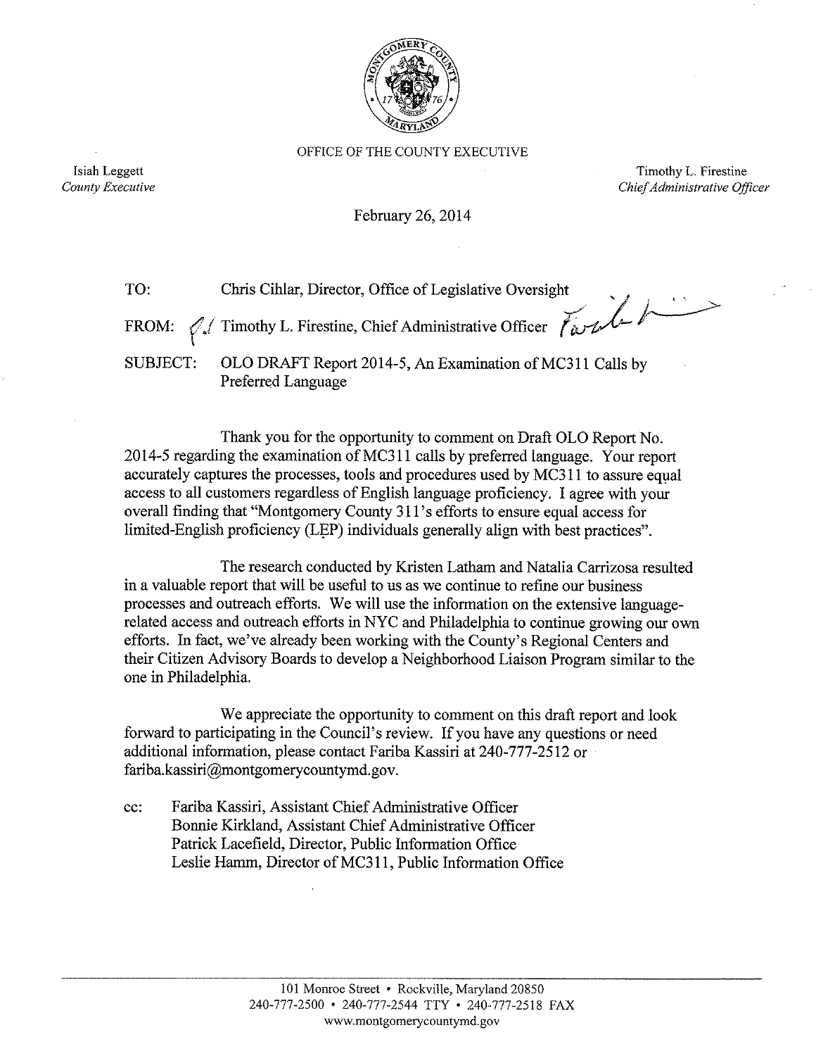OFFICE OF THE COUNTY EXECUTIVE

Isiah Leggett
*County Executive*

Timothy L. Firestine
*Chief Administrative Officer*

February 26, 2014

TO: Chris Cihlar, Director, Office of Legislative Oversight

FROM: Timothy L. Firestine, Chief Administrative Officer

SUBJECT: OLO DRAFT Report 2014-5, An Examination of MC311 Calls by Preferred Language

Thank you for the opportunity to comment on Draft OLO Report No. 2014-5 regarding the examination of MC311 calls by preferred language. Your report accurately captures the processes, tools and procedures used by MC311 to assure equal access to all customers regardless of English language proficiency. I agree with your overall finding that "Montgomery County 311's efforts to ensure equal access for limited-English proficiency (LEP) individuals generally align with best practices".

The research conducted by Kristen Latham and Natalia Carrizosa resulted in a valuable report that will be useful to us as we continue to refine our business processes and outreach efforts. We will use the information on the extensive language-related access and outreach efforts in NYC and Philadelphia to continue growing our own efforts. In fact, we've already been working with the County's Regional Centers and their Citizen Advisory Boards to develop a Neighborhood Liaison Program similar to the one in Philadelphia.

We appreciate the opportunity to comment on this draft report and look forward to participating in the Council's review. If you have any questions or need additional information, please contact Fariba Kassiri at 240-777-2512 or fariba.kassiri@montgomerycountymd.gov.

cc: Fariba Kassiri, Assistant Chief Administrative Officer
Bonnie Kirkland, Assistant Chief Administrative Officer
Patrick Lacefield, Director, Public Information Office
Leslie Hamm, Director of MC311, Public Information Office

101 Monroe Street • Rockville, Maryland 20850
240-777-2500 • 240-777-2544 TTY • 240-777-2518 FAX
www.montgomerycountymd.gov